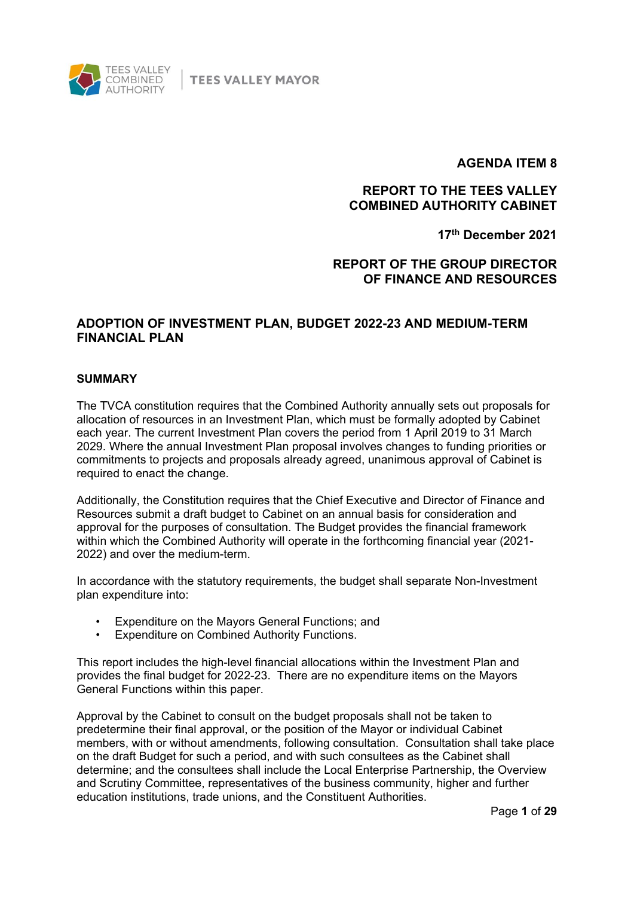TEES VALLEY COMBINED AUTHORITY | TEES VALLEY MAYOR

**AGENDA ITEM 8**

**REPORT TO THE TEES VALLEY COMBINED AUTHORITY CABINET**

**17th December 2021**

**REPORT OF THE GROUP DIRECTOR OF FINANCE AND RESOURCES**

# ADOPTION OF INVESTMENT PLAN, BUDGET 2022-23 AND MEDIUM-TERM FINANCIAL PLAN

## SUMMARY

The TVCA constitution requires that the Combined Authority annually sets out proposals for allocation of resources in an Investment Plan, which must be formally adopted by Cabinet each year. The current Investment Plan covers the period from 1 April 2019 to 31 March 2029. Where the annual Investment Plan proposal involves changes to funding priorities or commitments to projects and proposals already agreed, unanimous approval of Cabinet is required to enact the change.

Additionally, the Constitution requires that the Chief Executive and Director of Finance and Resources submit a draft budget to Cabinet on an annual basis for consideration and approval for the purposes of consultation. The Budget provides the financial framework within which the Combined Authority will operate in the forthcoming financial year (2021-2022) and over the medium-term.

In accordance with the statutory requirements, the budget shall separate Non-Investment plan expenditure into:

- Expenditure on the Mayors General Functions; and
- Expenditure on Combined Authority Functions.

This report includes the high-level financial allocations within the Investment Plan and provides the final budget for 2022-23. There are no expenditure items on the Mayors General Functions within this paper.

Approval by the Cabinet to consult on the budget proposals shall not be taken to predetermine their final approval, or the position of the Mayor or individual Cabinet members, with or without amendments, following consultation. Consultation shall take place on the draft Budget for such a period, and with such consultees as the Cabinet shall determine; and the consultees shall include the Local Enterprise Partnership, the Overview and Scrutiny Committee, representatives of the business community, higher and further education institutions, trade unions, and the Constituent Authorities.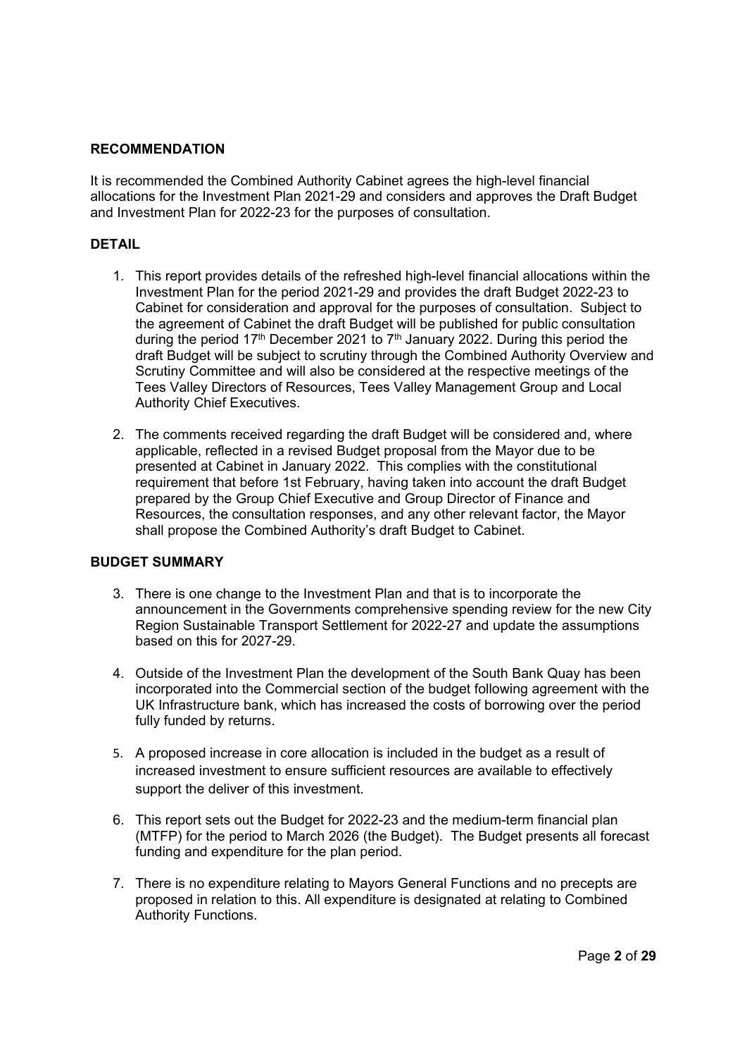**RECOMMENDATION**

It is recommended the Combined Authority Cabinet agrees the high-level financial allocations for the Investment Plan 2021-29 and considers and approves the Draft Budget and Investment Plan for 2022-23 for the purposes of consultation.

**DETAIL**

1. This report provides details of the refreshed high-level financial allocations within the Investment Plan for the period 2021-29 and provides the draft Budget 2022-23 to Cabinet for consideration and approval for the purposes of consultation. Subject to the agreement of Cabinet the draft Budget will be published for public consultation during the period 17th December 2021 to 7th January 2022. During this period the draft Budget will be subject to scrutiny through the Combined Authority Overview and Scrutiny Committee and will also be considered at the respective meetings of the Tees Valley Directors of Resources, Tees Valley Management Group and Local Authority Chief Executives.

2. The comments received regarding the draft Budget will be considered and, where applicable, reflected in a revised Budget proposal from the Mayor due to be presented at Cabinet in January 2022. This complies with the constitutional requirement that before 1st February, having taken into account the draft Budget prepared by the Group Chief Executive and Group Director of Finance and Resources, the consultation responses, and any other relevant factor, the Mayor shall propose the Combined Authority's draft Budget to Cabinet.

**BUDGET SUMMARY**

3. There is one change to the Investment Plan and that is to incorporate the announcement in the Governments comprehensive spending review for the new City Region Sustainable Transport Settlement for 2022-27 and update the assumptions based on this for 2027-29.

4. Outside of the Investment Plan the development of the South Bank Quay has been incorporated into the Commercial section of the budget following agreement with the UK Infrastructure bank, which has increased the costs of borrowing over the period fully funded by returns.

5. A proposed increase in core allocation is included in the budget as a result of increased investment to ensure sufficient resources are available to effectively support the deliver of this investment.

6. This report sets out the Budget for 2022-23 and the medium-term financial plan (MTFP) for the period to March 2026 (the Budget). The Budget presents all forecast funding and expenditure for the plan period.

7. There is no expenditure relating to Mayors General Functions and no precepts are proposed in relation to this. All expenditure is designated at relating to Combined Authority Functions.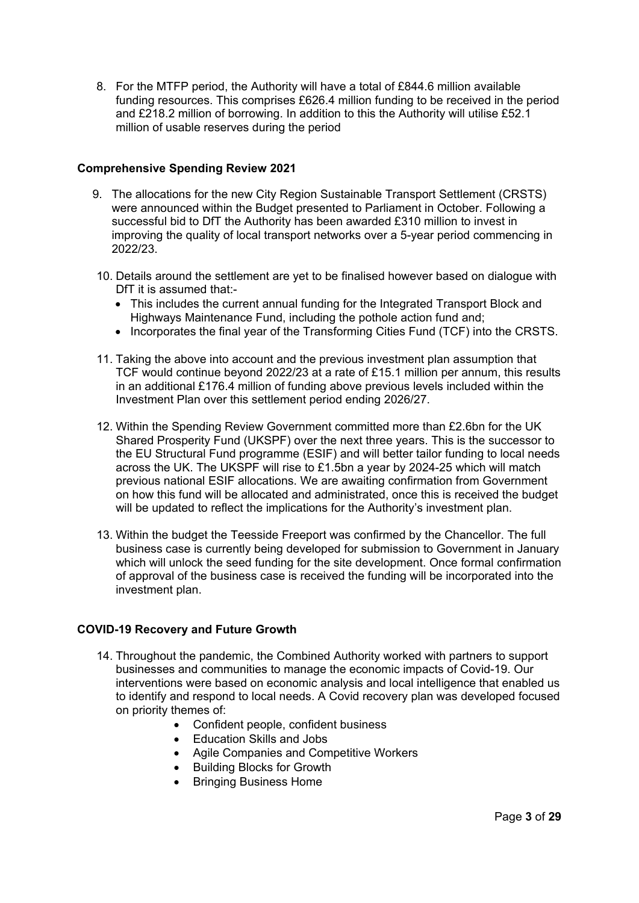8. For the MTFP period, the Authority will have a total of £844.6 million available funding resources. This comprises £626.4 million funding to be received in the period and £218.2 million of borrowing. In addition to this the Authority will utilise £52.1 million of usable reserves during the period

## Comprehensive Spending Review 2021

9. The allocations for the new City Region Sustainable Transport Settlement (CRSTS) were announced within the Budget presented to Parliament in October. Following a successful bid to DfT the Authority has been awarded £310 million to invest in improving the quality of local transport networks over a 5-year period commencing in 2022/23.

10. Details around the settlement are yet to be finalised however based on dialogue with DfT it is assumed that:-
    - This includes the current annual funding for the Integrated Transport Block and Highways Maintenance Fund, including the pothole action fund and;
    - Incorporates the final year of the Transforming Cities Fund (TCF) into the CRSTS.

11. Taking the above into account and the previous investment plan assumption that TCF would continue beyond 2022/23 at a rate of £15.1 million per annum, this results in an additional £176.4 million of funding above previous levels included within the Investment Plan over this settlement period ending 2026/27.

12. Within the Spending Review Government committed more than £2.6bn for the UK Shared Prosperity Fund (UKSPF) over the next three years. This is the successor to the EU Structural Fund programme (ESIF) and will better tailor funding to local needs across the UK. The UKSPF will rise to £1.5bn a year by 2024-25 which will match previous national ESIF allocations. We are awaiting confirmation from Government on how this fund will be allocated and administrated, once this is received the budget will be updated to reflect the implications for the Authority's investment plan.

13. Within the budget the Teesside Freeport was confirmed by the Chancellor. The full business case is currently being developed for submission to Government in January which will unlock the seed funding for the site development. Once formal confirmation of approval of the business case is received the funding will be incorporated into the investment plan.

## COVID-19 Recovery and Future Growth

14. Throughout the pandemic, the Combined Authority worked with partners to support businesses and communities to manage the economic impacts of Covid-19. Our interventions were based on economic analysis and local intelligence that enabled us to identify and respond to local needs. A Covid recovery plan was developed focused on priority themes of:
    - Confident people, confident business
    - Education Skills and Jobs
    - Agile Companies and Competitive Workers
    - Building Blocks for Growth
    - Bringing Business Home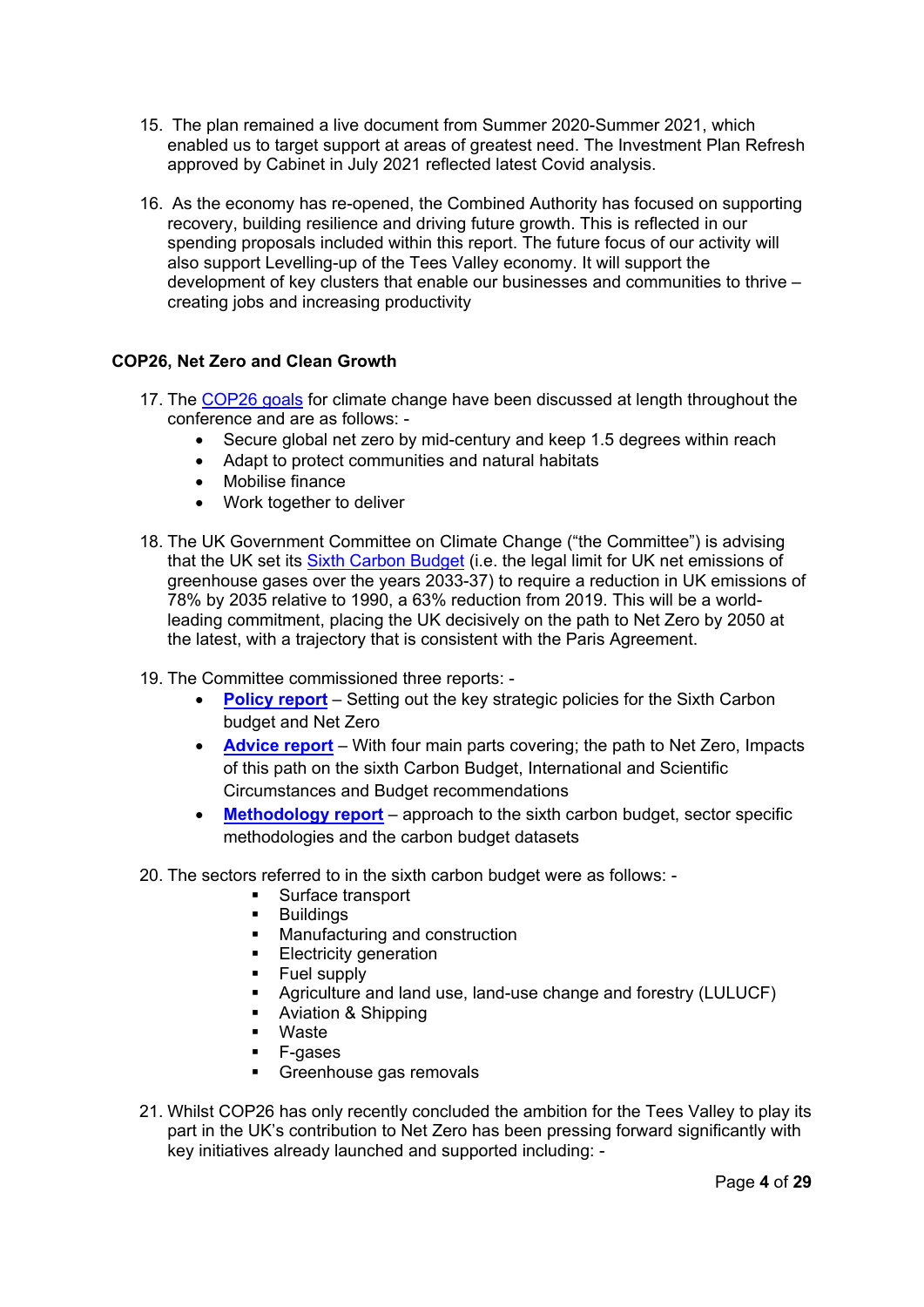15. The plan remained a live document from Summer 2020-Summer 2021, which enabled us to target support at areas of greatest need. The Investment Plan Refresh approved by Cabinet in July 2021 reflected latest Covid analysis.

16. As the economy has re-opened, the Combined Authority has focused on supporting recovery, building resilience and driving future growth. This is reflected in our spending proposals included within this report. The future focus of our activity will also support Levelling-up of the Tees Valley economy. It will support the development of key clusters that enable our businesses and communities to thrive – creating jobs and increasing productivity

**COP26, Net Zero and Clean Growth**

17. The COP26 goals for climate change have been discussed at length throughout the conference and are as follows: -
    - Secure global net zero by mid-century and keep 1.5 degrees within reach
    - Adapt to protect communities and natural habitats
    - Mobilise finance
    - Work together to deliver

18. The UK Government Committee on Climate Change ("the Committee") is advising that the UK set its Sixth Carbon Budget (i.e. the legal limit for UK net emissions of greenhouse gases over the years 2033-37) to require a reduction in UK emissions of 78% by 2035 relative to 1990, a 63% reduction from 2019. This will be a world-leading commitment, placing the UK decisively on the path to Net Zero by 2050 at the latest, with a trajectory that is consistent with the Paris Agreement.

19. The Committee commissioned three reports: -
    - **Policy report** – Setting out the key strategic policies for the Sixth Carbon budget and Net Zero
    - **Advice report** – With four main parts covering; the path to Net Zero, Impacts of this path on the sixth Carbon Budget, International and Scientific Circumstances and Budget recommendations
    - **Methodology report** – approach to the sixth carbon budget, sector specific methodologies and the carbon budget datasets

20. The sectors referred to in the sixth carbon budget were as follows: -
    - Surface transport
    - Buildings
    - Manufacturing and construction
    - Electricity generation
    - Fuel supply
    - Agriculture and land use, land-use change and forestry (LULUCF)
    - Aviation & Shipping
    - Waste
    - F-gases
    - Greenhouse gas removals

21. Whilst COP26 has only recently concluded the ambition for the Tees Valley to play its part in the UK's contribution to Net Zero has been pressing forward significantly with key initiatives already launched and supported including: -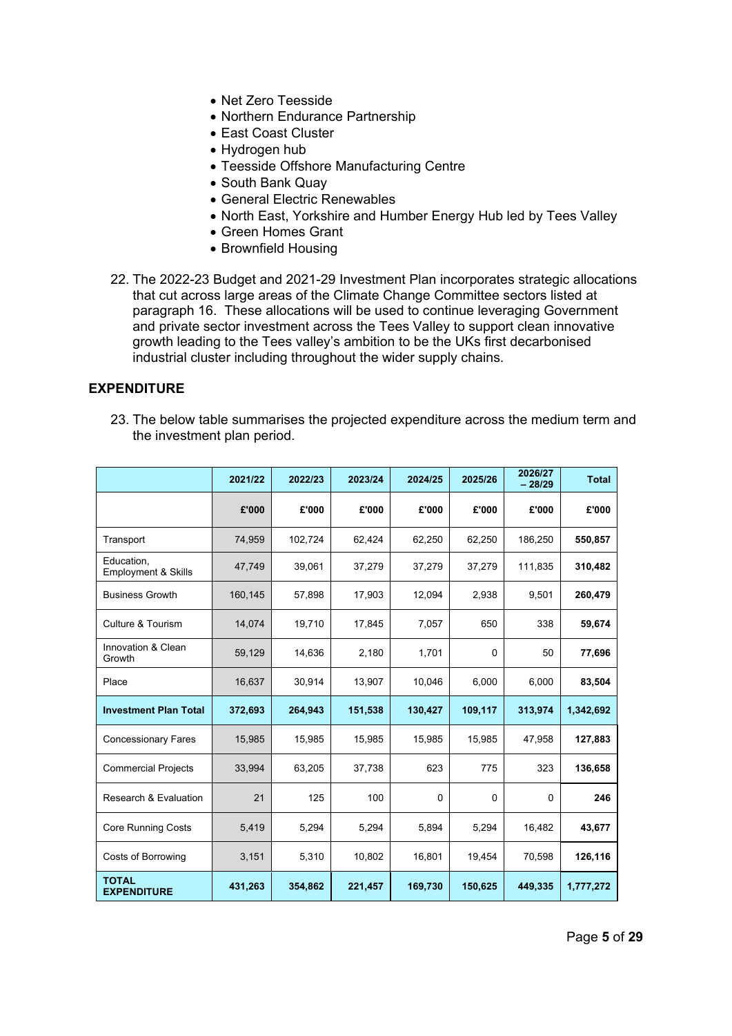- Net Zero Teesside
- Northern Endurance Partnership
- East Coast Cluster
- Hydrogen hub
- Teesside Offshore Manufacturing Centre
- South Bank Quay
- General Electric Renewables
- North East, Yorkshire and Humber Energy Hub led by Tees Valley
- Green Homes Grant
- Brownfield Housing

22. The 2022-23 Budget and 2021-29 Investment Plan incorporates strategic allocations that cut across large areas of the Climate Change Committee sectors listed at paragraph 16. These allocations will be used to continue leveraging Government and private sector investment across the Tees Valley to support clean innovative growth leading to the Tees valley's ambition to be the UKs first decarbonised industrial cluster including throughout the wider supply chains.

## EXPENDITURE

23. The below table summarises the projected expenditure across the medium term and the investment plan period.

| | 2021/22 | 2022/23 | 2023/24 | 2024/25 | 2025/26 | 2026/27 – 28/29 | Total |
|---|---|---|---|---|---|---|---|
| | £'000 | £'000 | £'000 | £'000 | £'000 | £'000 | £'000 |
| Transport | 74,959 | 102,724 | 62,424 | 62,250 | 62,250 | 186,250 | **550,857** |
| Education, Employment & Skills | 47,749 | 39,061 | 37,279 | 37,279 | 37,279 | 111,835 | **310,482** |
| Business Growth | 160,145 | 57,898 | 17,903 | 12,094 | 2,938 | 9,501 | **260,479** |
| Culture & Tourism | 14,074 | 19,710 | 17,845 | 7,057 | 650 | 338 | **59,674** |
| Innovation & Clean Growth | 59,129 | 14,636 | 2,180 | 1,701 | 0 | 50 | **77,696** |
| Place | 16,637 | 30,914 | 13,907 | 10,046 | 6,000 | 6,000 | **83,504** |
| **Investment Plan Total** | **372,693** | **264,943** | **151,538** | **130,427** | **109,117** | **313,974** | **1,342,692** |
| Concessionary Fares | 15,985 | 15,985 | 15,985 | 15,985 | 15,985 | 47,958 | **127,883** |
| Commercial Projects | 33,994 | 63,205 | 37,738 | 623 | 775 | 323 | **136,658** |
| Research & Evaluation | 21 | 125 | 100 | 0 | 0 | 0 | **246** |
| Core Running Costs | 5,419 | 5,294 | 5,294 | 5,894 | 5,294 | 16,482 | **43,677** |
| Costs of Borrowing | 3,151 | 5,310 | 10,802 | 16,801 | 19,454 | 70,598 | **126,116** |
| **TOTAL EXPENDITURE** | **431,263** | **354,862** | **221,457** | **169,730** | **150,625** | **449,335** | **1,777,272** |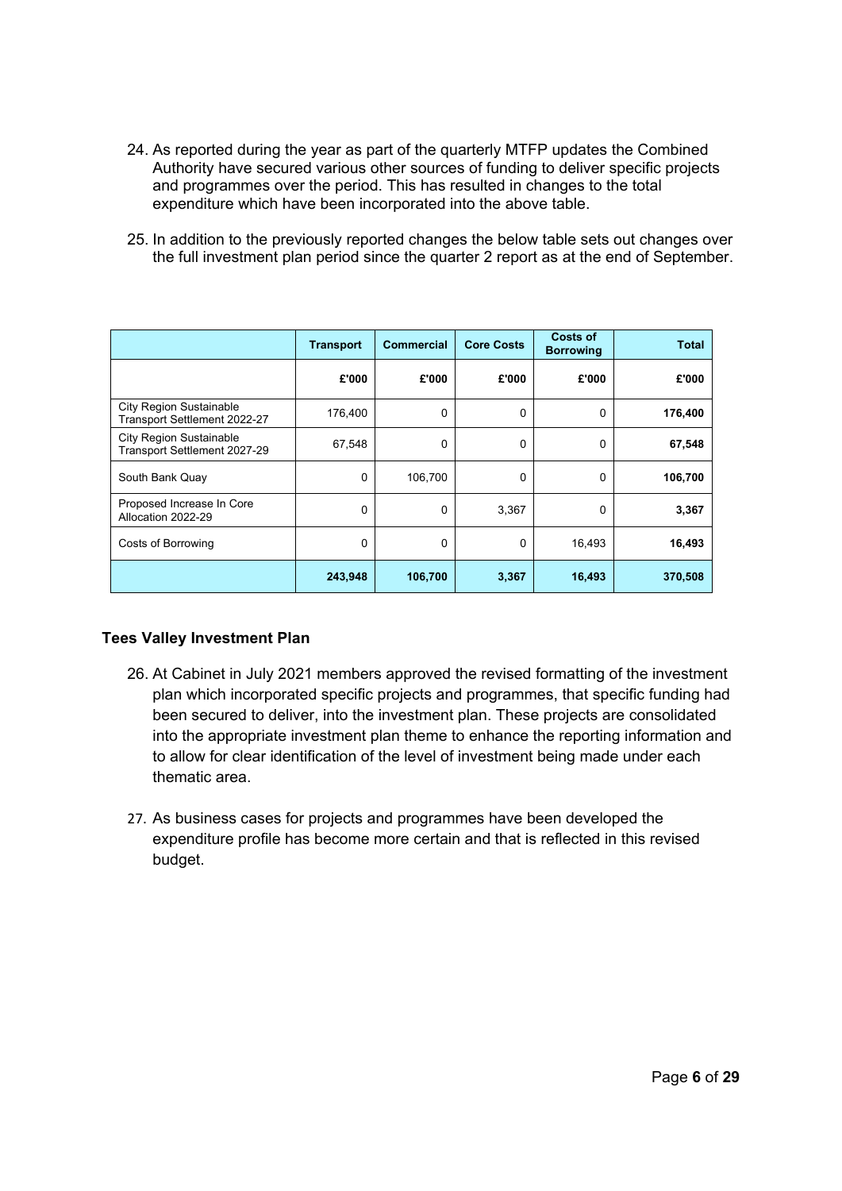24. As reported during the year as part of the quarterly MTFP updates the Combined Authority have secured various other sources of funding to deliver specific projects and programmes over the period. This has resulted in changes to the total expenditure which have been incorporated into the above table.

25. In addition to the previously reported changes the below table sets out changes over the full investment plan period since the quarter 2 report as at the end of September.

| | Transport | Commercial | Core Costs | Costs of Borrowing | Total |
|---|---|---|---|---|---|
| | **£'000** | **£'000** | **£'000** | **£'000** | **£'000** |
| City Region Sustainable Transport Settlement 2022-27 | 176,400 | 0 | 0 | 0 | **176,400** |
| City Region Sustainable Transport Settlement 2027-29 | 67,548 | 0 | 0 | 0 | **67,548** |
| South Bank Quay | 0 | 106,700 | 0 | 0 | **106,700** |
| Proposed Increase In Core Allocation 2022-29 | 0 | 0 | 3,367 | 0 | **3,367** |
| Costs of Borrowing | 0 | 0 | 0 | 16,493 | **16,493** |
| | **243,948** | **106,700** | **3,367** | **16,493** | **370,508** |

**Tees Valley Investment Plan**

26. At Cabinet in July 2021 members approved the revised formatting of the investment plan which incorporated specific projects and programmes, that specific funding had been secured to deliver, into the investment plan. These projects are consolidated into the appropriate investment plan theme to enhance the reporting information and to allow for clear identification of the level of investment being made under each thematic area.

27. As business cases for projects and programmes have been developed the expenditure profile has become more certain and that is reflected in this revised budget.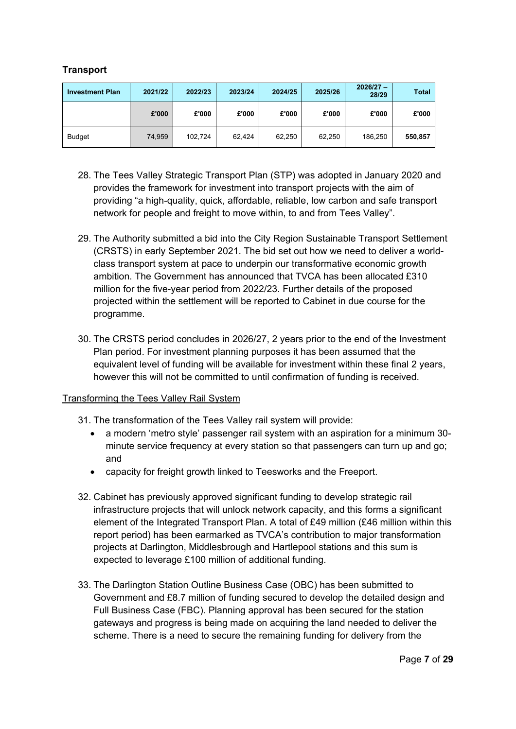## Transport

| Investment Plan | 2021/22 | 2022/23 | 2023/24 | 2024/25 | 2025/26 | 2026/27 – 28/29 | Total |
|---|---|---|---|---|---|---|---|
| | £'000 | £'000 | £'000 | £'000 | £'000 | £'000 | £'000 |
| Budget | 74,959 | 102,724 | 62,424 | 62,250 | 62,250 | 186,250 | **550,857** |

28. The Tees Valley Strategic Transport Plan (STP) was adopted in January 2020 and provides the framework for investment into transport projects with the aim of providing "a high-quality, quick, affordable, reliable, low carbon and safe transport network for people and freight to move within, to and from Tees Valley".

29. The Authority submitted a bid into the City Region Sustainable Transport Settlement (CRSTS) in early September 2021. The bid set out how we need to deliver a world-class transport system at pace to underpin our transformative economic growth ambition. The Government has announced that TVCA has been allocated £310 million for the five-year period from 2022/23. Further details of the proposed projected within the settlement will be reported to Cabinet in due course for the programme.

30. The CRSTS period concludes in 2026/27, 2 years prior to the end of the Investment Plan period. For investment planning purposes it has been assumed that the equivalent level of funding will be available for investment within these final 2 years, however this will not be committed to until confirmation of funding is received.

Transforming the Tees Valley Rail System

31. The transformation of the Tees Valley rail system will provide:
    - a modern 'metro style' passenger rail system with an aspiration for a minimum 30-minute service frequency at every station so that passengers can turn up and go; and
    - capacity for freight growth linked to Teesworks and the Freeport.

32. Cabinet has previously approved significant funding to develop strategic rail infrastructure projects that will unlock network capacity, and this forms a significant element of the Integrated Transport Plan. A total of £49 million (£46 million within this report period) has been earmarked as TVCA's contribution to major transformation projects at Darlington, Middlesbrough and Hartlepool stations and this sum is expected to leverage £100 million of additional funding.

33. The Darlington Station Outline Business Case (OBC) has been submitted to Government and £8.7 million of funding secured to develop the detailed design and Full Business Case (FBC). Planning approval has been secured for the station gateways and progress is being made on acquiring the land needed to deliver the scheme. There is a need to secure the remaining funding for delivery from the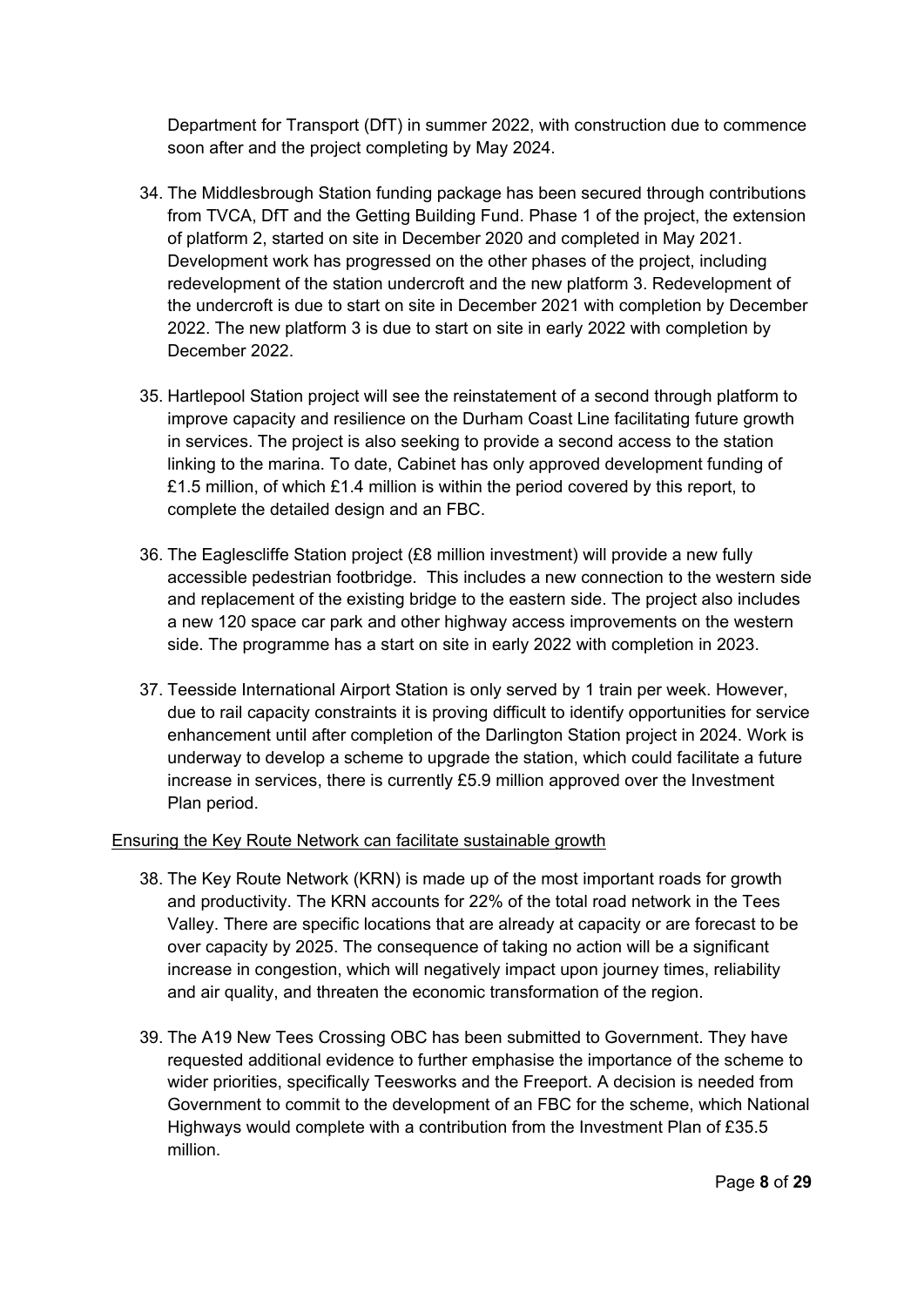Department for Transport (DfT) in summer 2022, with construction due to commence soon after and the project completing by May 2024.

34. The Middlesbrough Station funding package has been secured through contributions from TVCA, DfT and the Getting Building Fund. Phase 1 of the project, the extension of platform 2, started on site in December 2020 and completed in May 2021. Development work has progressed on the other phases of the project, including redevelopment of the station undercroft and the new platform 3. Redevelopment of the undercroft is due to start on site in December 2021 with completion by December 2022. The new platform 3 is due to start on site in early 2022 with completion by December 2022.

35. Hartlepool Station project will see the reinstatement of a second through platform to improve capacity and resilience on the Durham Coast Line facilitating future growth in services. The project is also seeking to provide a second access to the station linking to the marina. To date, Cabinet has only approved development funding of £1.5 million, of which £1.4 million is within the period covered by this report, to complete the detailed design and an FBC.

36. The Eaglescliffe Station project (£8 million investment) will provide a new fully accessible pedestrian footbridge. This includes a new connection to the western side and replacement of the existing bridge to the eastern side. The project also includes a new 120 space car park and other highway access improvements on the western side. The programme has a start on site in early 2022 with completion in 2023.

37. Teesside International Airport Station is only served by 1 train per week. However, due to rail capacity constraints it is proving difficult to identify opportunities for service enhancement until after completion of the Darlington Station project in 2024. Work is underway to develop a scheme to upgrade the station, which could facilitate a future increase in services, there is currently £5.9 million approved over the Investment Plan period.

<u>Ensuring the Key Route Network can facilitate sustainable growth</u>

38. The Key Route Network (KRN) is made up of the most important roads for growth and productivity. The KRN accounts for 22% of the total road network in the Tees Valley. There are specific locations that are already at capacity or are forecast to be over capacity by 2025. The consequence of taking no action will be a significant increase in congestion, which will negatively impact upon journey times, reliability and air quality, and threaten the economic transformation of the region.

39. The A19 New Tees Crossing OBC has been submitted to Government. They have requested additional evidence to further emphasise the importance of the scheme to wider priorities, specifically Teesworks and the Freeport. A decision is needed from Government to commit to the development of an FBC for the scheme, which National Highways would complete with a contribution from the Investment Plan of £35.5 million.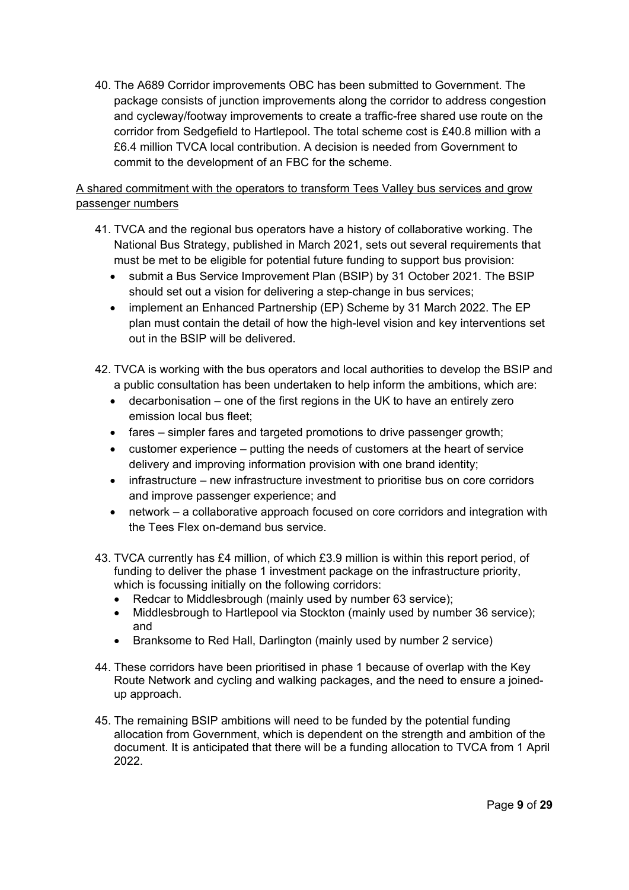40. The A689 Corridor improvements OBC has been submitted to Government. The package consists of junction improvements along the corridor to address congestion and cycleway/footway improvements to create a traffic-free shared use route on the corridor from Sedgefield to Hartlepool. The total scheme cost is £40.8 million with a £6.4 million TVCA local contribution. A decision is needed from Government to commit to the development of an FBC for the scheme.

<u>A shared commitment with the operators to transform Tees Valley bus services and grow passenger numbers</u>

41. TVCA and the regional bus operators have a history of collaborative working. The National Bus Strategy, published in March 2021, sets out several requirements that must be met to be eligible for potential future funding to support bus provision:
    - submit a Bus Service Improvement Plan (BSIP) by 31 October 2021. The BSIP should set out a vision for delivering a step-change in bus services;
    - implement an Enhanced Partnership (EP) Scheme by 31 March 2022. The EP plan must contain the detail of how the high-level vision and key interventions set out in the BSIP will be delivered.

42. TVCA is working with the bus operators and local authorities to develop the BSIP and a public consultation has been undertaken to help inform the ambitions, which are:
    - decarbonisation – one of the first regions in the UK to have an entirely zero emission local bus fleet;
    - fares – simpler fares and targeted promotions to drive passenger growth;
    - customer experience – putting the needs of customers at the heart of service delivery and improving information provision with one brand identity;
    - infrastructure – new infrastructure investment to prioritise bus on core corridors and improve passenger experience; and
    - network – a collaborative approach focused on core corridors and integration with the Tees Flex on-demand bus service.

43. TVCA currently has £4 million, of which £3.9 million is within this report period, of funding to deliver the phase 1 investment package on the infrastructure priority, which is focussing initially on the following corridors:
    - Redcar to Middlesbrough (mainly used by number 63 service);
    - Middlesbrough to Hartlepool via Stockton (mainly used by number 36 service); and
    - Branksome to Red Hall, Darlington (mainly used by number 2 service)

44. These corridors have been prioritised in phase 1 because of overlap with the Key Route Network and cycling and walking packages, and the need to ensure a joined-up approach.

45. The remaining BSIP ambitions will need to be funded by the potential funding allocation from Government, which is dependent on the strength and ambition of the document. It is anticipated that there will be a funding allocation to TVCA from 1 April 2022.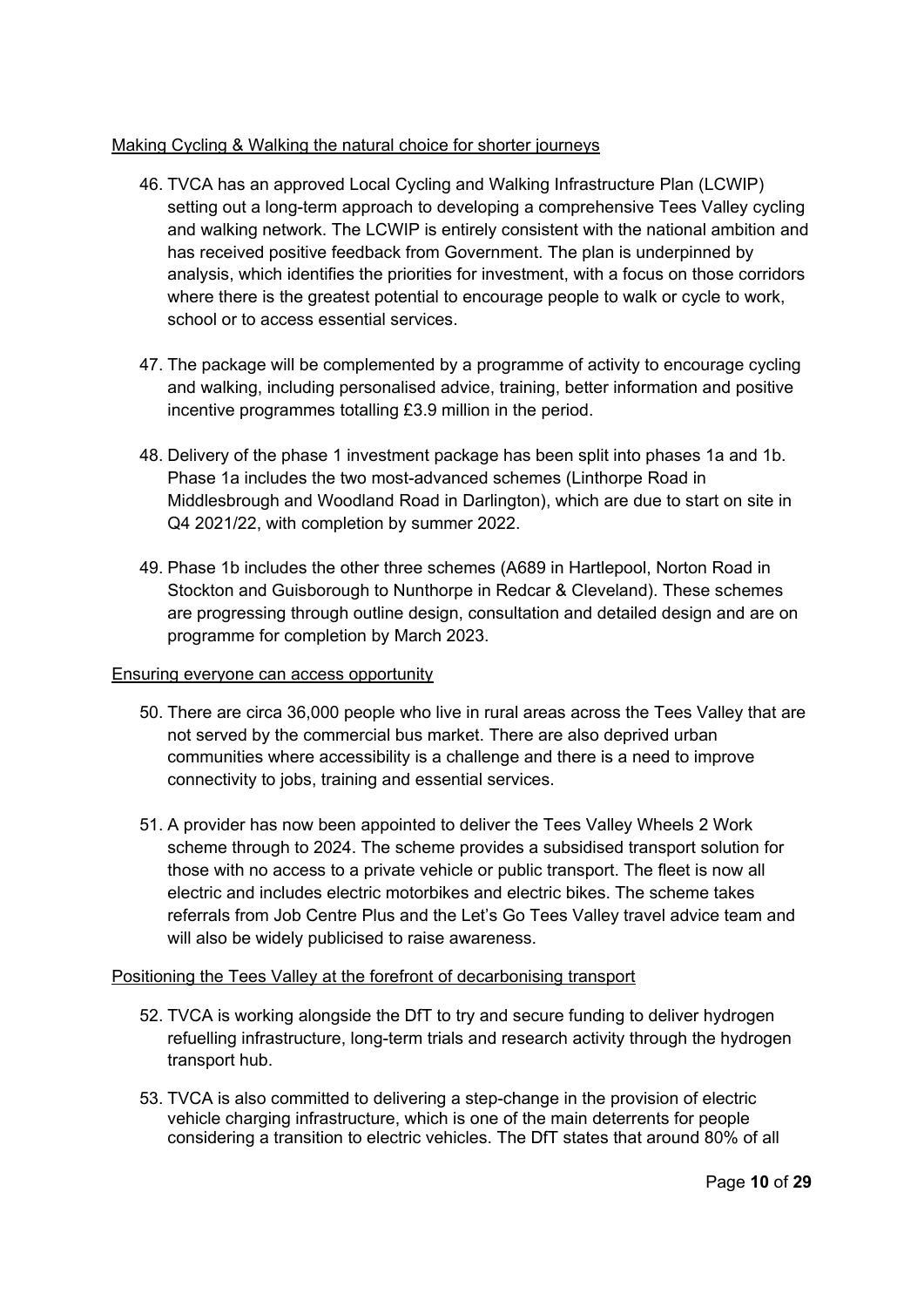Making Cycling & Walking the natural choice for shorter journeys

46. TVCA has an approved Local Cycling and Walking Infrastructure Plan (LCWIP) setting out a long-term approach to developing a comprehensive Tees Valley cycling and walking network. The LCWIP is entirely consistent with the national ambition and has received positive feedback from Government. The plan is underpinned by analysis, which identifies the priorities for investment, with a focus on those corridors where there is the greatest potential to encourage people to walk or cycle to work, school or to access essential services.

47. The package will be complemented by a programme of activity to encourage cycling and walking, including personalised advice, training, better information and positive incentive programmes totalling £3.9 million in the period.

48. Delivery of the phase 1 investment package has been split into phases 1a and 1b. Phase 1a includes the two most-advanced schemes (Linthorpe Road in Middlesbrough and Woodland Road in Darlington), which are due to start on site in Q4 2021/22, with completion by summer 2022.

49. Phase 1b includes the other three schemes (A689 in Hartlepool, Norton Road in Stockton and Guisborough to Nunthorpe in Redcar & Cleveland). These schemes are progressing through outline design, consultation and detailed design and are on programme for completion by March 2023.

Ensuring everyone can access opportunity

50. There are circa 36,000 people who live in rural areas across the Tees Valley that are not served by the commercial bus market. There are also deprived urban communities where accessibility is a challenge and there is a need to improve connectivity to jobs, training and essential services.

51. A provider has now been appointed to deliver the Tees Valley Wheels 2 Work scheme through to 2024. The scheme provides a subsidised transport solution for those with no access to a private vehicle or public transport. The fleet is now all electric and includes electric motorbikes and electric bikes. The scheme takes referrals from Job Centre Plus and the Let's Go Tees Valley travel advice team and will also be widely publicised to raise awareness.

Positioning the Tees Valley at the forefront of decarbonising transport

52. TVCA is working alongside the DfT to try and secure funding to deliver hydrogen refuelling infrastructure, long-term trials and research activity through the hydrogen transport hub.

53. TVCA is also committed to delivering a step-change in the provision of electric vehicle charging infrastructure, which is one of the main deterrents for people considering a transition to electric vehicles. The DfT states that around 80% of all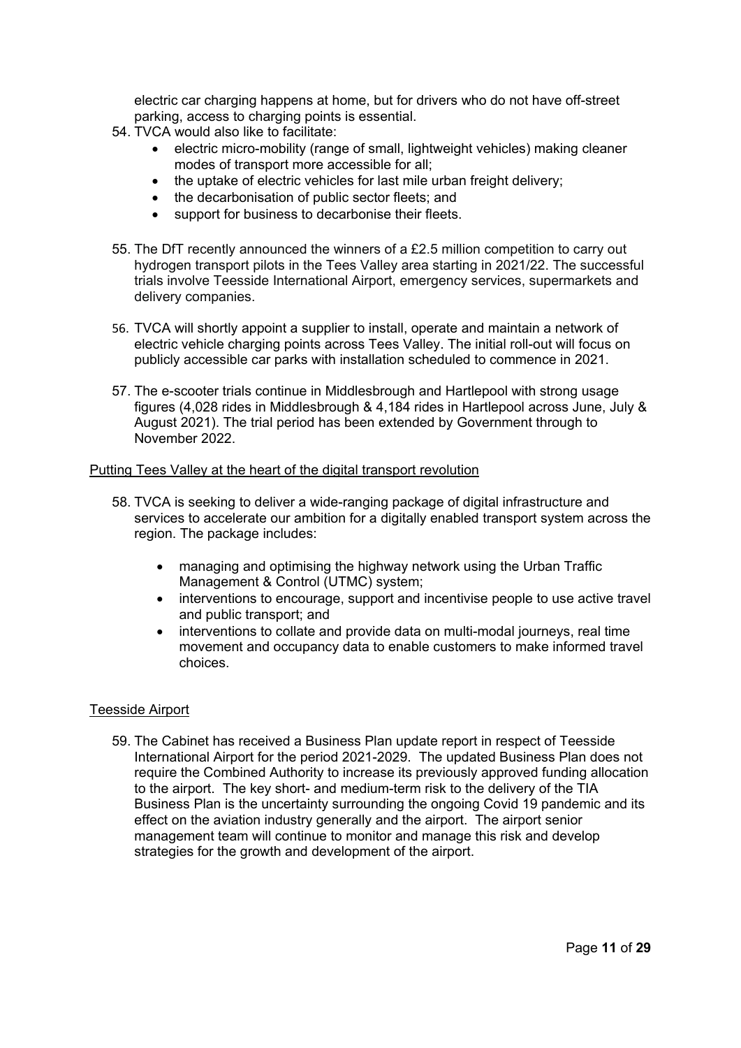electric car charging happens at home, but for drivers who do not have off-street parking, access to charging points is essential.

54. TVCA would also like to facilitate:
    - electric micro-mobility (range of small, lightweight vehicles) making cleaner modes of transport more accessible for all;
    - the uptake of electric vehicles for last mile urban freight delivery;
    - the decarbonisation of public sector fleets; and
    - support for business to decarbonise their fleets.

55. The DfT recently announced the winners of a £2.5 million competition to carry out hydrogen transport pilots in the Tees Valley area starting in 2021/22. The successful trials involve Teesside International Airport, emergency services, supermarkets and delivery companies.

56. TVCA will shortly appoint a supplier to install, operate and maintain a network of electric vehicle charging points across Tees Valley. The initial roll-out will focus on publicly accessible car parks with installation scheduled to commence in 2021.

57. The e-scooter trials continue in Middlesbrough and Hartlepool with strong usage figures (4,028 rides in Middlesbrough & 4,184 rides in Hartlepool across June, July & August 2021). The trial period has been extended by Government through to November 2022.

<u>Putting Tees Valley at the heart of the digital transport revolution</u>

58. TVCA is seeking to deliver a wide-ranging package of digital infrastructure and services to accelerate our ambition for a digitally enabled transport system across the region. The package includes:

    - managing and optimising the highway network using the Urban Traffic Management & Control (UTMC) system;
    - interventions to encourage, support and incentivise people to use active travel and public transport; and
    - interventions to collate and provide data on multi-modal journeys, real time movement and occupancy data to enable customers to make informed travel choices.

<u>Teesside Airport</u>

59. The Cabinet has received a Business Plan update report in respect of Teesside International Airport for the period 2021-2029. The updated Business Plan does not require the Combined Authority to increase its previously approved funding allocation to the airport. The key short- and medium-term risk to the delivery of the TIA Business Plan is the uncertainty surrounding the ongoing Covid 19 pandemic and its effect on the aviation industry generally and the airport. The airport senior management team will continue to monitor and manage this risk and develop strategies for the growth and development of the airport.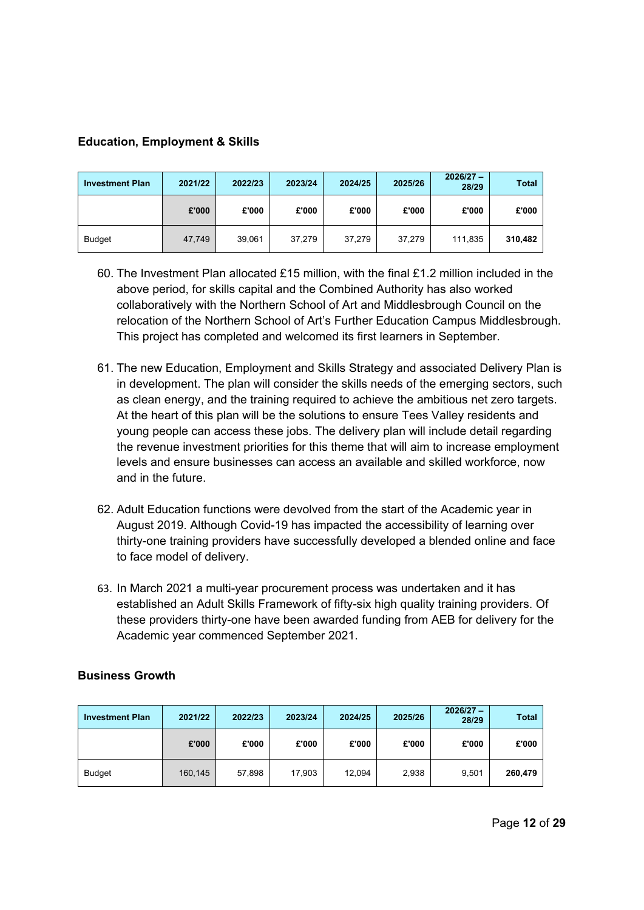### Education, Employment & Skills

| Investment Plan | 2021/22 | 2022/23 | 2023/24 | 2024/25 | 2025/26 | 2026/27 – 28/29 | Total |
|---|---|---|---|---|---|---|---|
| | £'000 | £'000 | £'000 | £'000 | £'000 | £'000 | £'000 |
| Budget | 47,749 | 39,061 | 37,279 | 37,279 | 37,279 | 111,835 | **310,482** |

60. The Investment Plan allocated £15 million, with the final £1.2 million included in the above period, for skills capital and the Combined Authority has also worked collaboratively with the Northern School of Art and Middlesbrough Council on the relocation of the Northern School of Art's Further Education Campus Middlesbrough. This project has completed and welcomed its first learners in September.

61. The new Education, Employment and Skills Strategy and associated Delivery Plan is in development. The plan will consider the skills needs of the emerging sectors, such as clean energy, and the training required to achieve the ambitious net zero targets. At the heart of this plan will be the solutions to ensure Tees Valley residents and young people can access these jobs. The delivery plan will include detail regarding the revenue investment priorities for this theme that will aim to increase employment levels and ensure businesses can access an available and skilled workforce, now and in the future.

62. Adult Education functions were devolved from the start of the Academic year in August 2019. Although Covid-19 has impacted the accessibility of learning over thirty-one training providers have successfully developed a blended online and face to face model of delivery.

63. In March 2021 a multi-year procurement process was undertaken and it has established an Adult Skills Framework of fifty-six high quality training providers. Of these providers thirty-one have been awarded funding from AEB for delivery for the Academic year commenced September 2021.

### Business Growth

| Investment Plan | 2021/22 | 2022/23 | 2023/24 | 2024/25 | 2025/26 | 2026/27 – 28/29 | Total |
|---|---|---|---|---|---|---|---|
| | £'000 | £'000 | £'000 | £'000 | £'000 | £'000 | £'000 |
| Budget | 160,145 | 57,898 | 17,903 | 12,094 | 2,938 | 9,501 | **260,479** |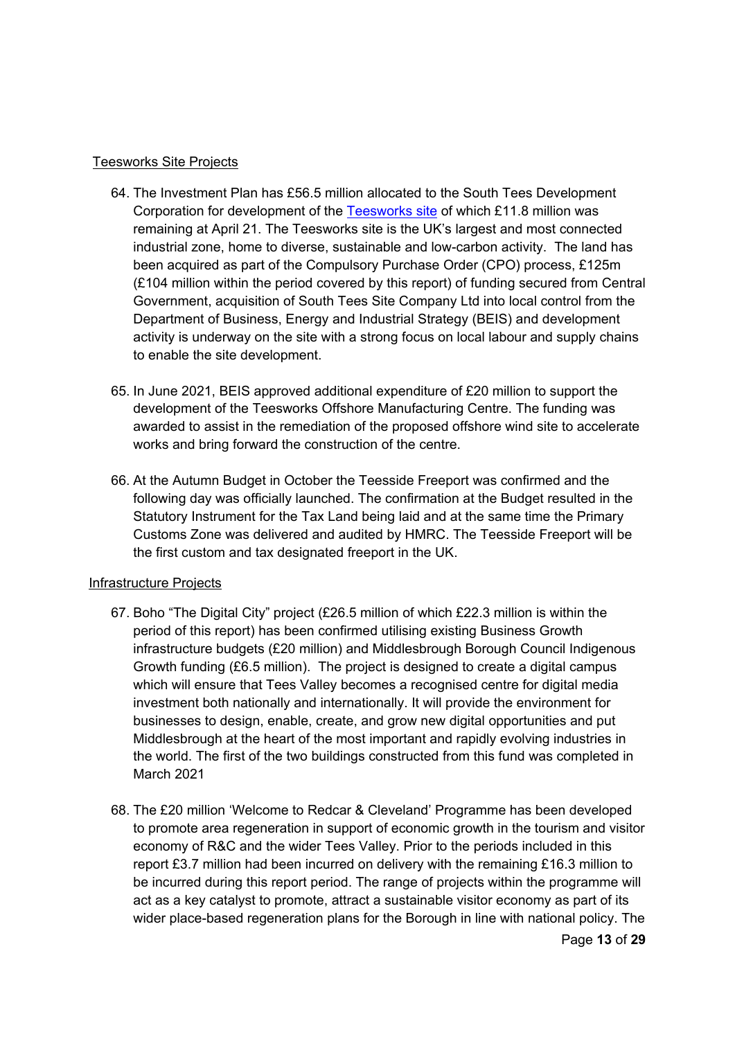Teesworks Site Projects

64. The Investment Plan has £56.5 million allocated to the South Tees Development Corporation for development of the [Teesworks site](#) of which £11.8 million was remaining at April 21. The Teesworks site is the UK's largest and most connected industrial zone, home to diverse, sustainable and low-carbon activity. The land has been acquired as part of the Compulsory Purchase Order (CPO) process, £125m (£104 million within the period covered by this report) of funding secured from Central Government, acquisition of South Tees Site Company Ltd into local control from the Department of Business, Energy and Industrial Strategy (BEIS) and development activity is underway on the site with a strong focus on local labour and supply chains to enable the site development.

65. In June 2021, BEIS approved additional expenditure of £20 million to support the development of the Teesworks Offshore Manufacturing Centre. The funding was awarded to assist in the remediation of the proposed offshore wind site to accelerate works and bring forward the construction of the centre.

66. At the Autumn Budget in October the Teesside Freeport was confirmed and the following day was officially launched. The confirmation at the Budget resulted in the Statutory Instrument for the Tax Land being laid and at the same time the Primary Customs Zone was delivered and audited by HMRC. The Teesside Freeport will be the first custom and tax designated freeport in the UK.

Infrastructure Projects

67. Boho "The Digital City" project (£26.5 million of which £22.3 million is within the period of this report) has been confirmed utilising existing Business Growth infrastructure budgets (£20 million) and Middlesbrough Borough Council Indigenous Growth funding (£6.5 million). The project is designed to create a digital campus which will ensure that Tees Valley becomes a recognised centre for digital media investment both nationally and internationally. It will provide the environment for businesses to design, enable, create, and grow new digital opportunities and put Middlesbrough at the heart of the most important and rapidly evolving industries in the world. The first of the two buildings constructed from this fund was completed in March 2021

68. The £20 million 'Welcome to Redcar & Cleveland' Programme has been developed to promote area regeneration in support of economic growth in the tourism and visitor economy of R&C and the wider Tees Valley. Prior to the periods included in this report £3.7 million had been incurred on delivery with the remaining £16.3 million to be incurred during this report period. The range of projects within the programme will act as a key catalyst to promote, attract a sustainable visitor economy as part of its wider place-based regeneration plans for the Borough in line with national policy. The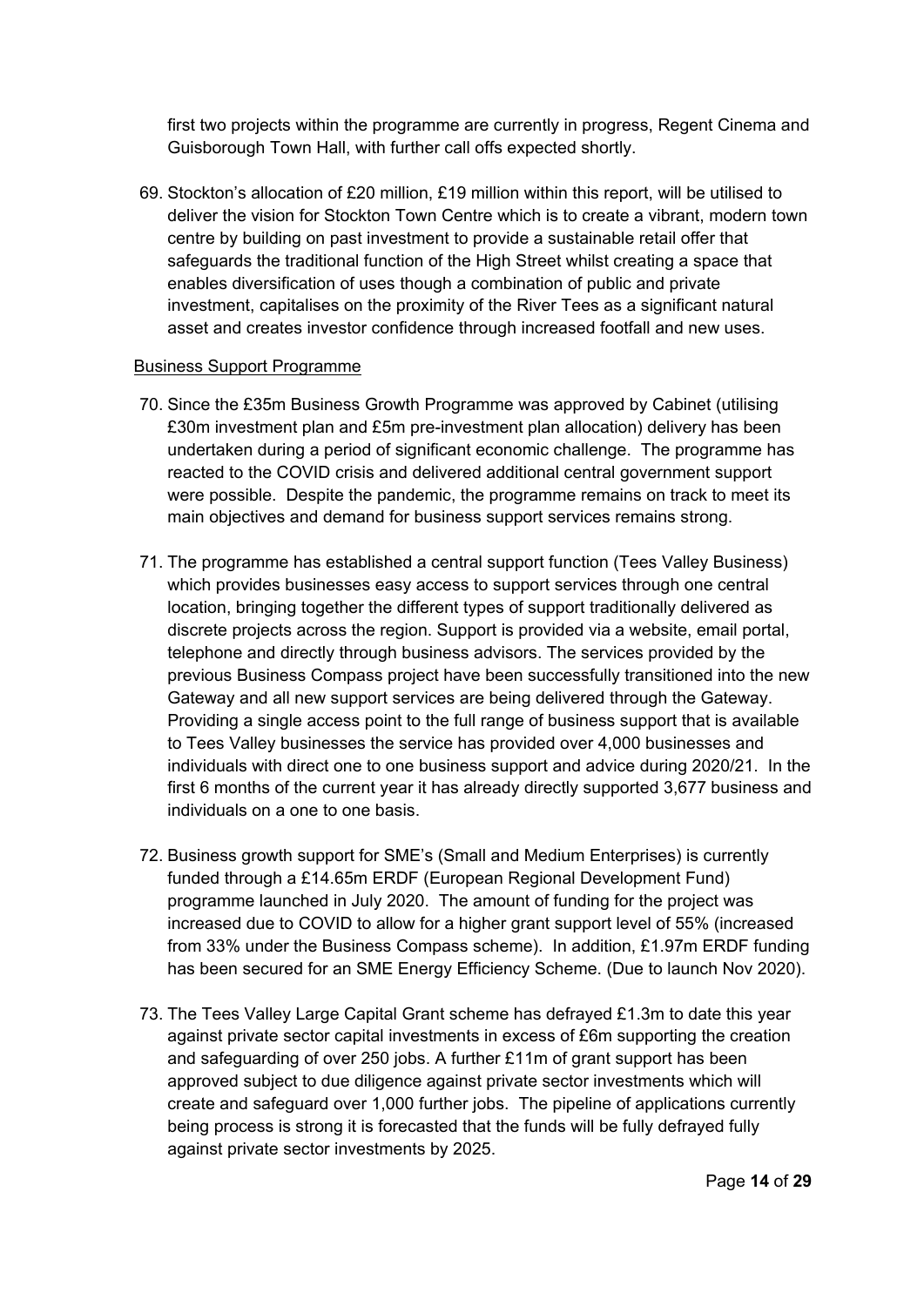first two projects within the programme are currently in progress, Regent Cinema and Guisborough Town Hall, with further call offs expected shortly.

69. Stockton's allocation of £20 million, £19 million within this report, will be utilised to deliver the vision for Stockton Town Centre which is to create a vibrant, modern town centre by building on past investment to provide a sustainable retail offer that safeguards the traditional function of the High Street whilst creating a space that enables diversification of uses though a combination of public and private investment, capitalises on the proximity of the River Tees as a significant natural asset and creates investor confidence through increased footfall and new uses.

<u>Business Support Programme</u>

70. Since the £35m Business Growth Programme was approved by Cabinet (utilising £30m investment plan and £5m pre-investment plan allocation) delivery has been undertaken during a period of significant economic challenge. The programme has reacted to the COVID crisis and delivered additional central government support were possible. Despite the pandemic, the programme remains on track to meet its main objectives and demand for business support services remains strong.

71. The programme has established a central support function (Tees Valley Business) which provides businesses easy access to support services through one central location, bringing together the different types of support traditionally delivered as discrete projects across the region. Support is provided via a website, email portal, telephone and directly through business advisors. The services provided by the previous Business Compass project have been successfully transitioned into the new Gateway and all new support services are being delivered through the Gateway. Providing a single access point to the full range of business support that is available to Tees Valley businesses the service has provided over 4,000 businesses and individuals with direct one to one business support and advice during 2020/21. In the first 6 months of the current year it has already directly supported 3,677 business and individuals on a one to one basis.

72. Business growth support for SME's (Small and Medium Enterprises) is currently funded through a £14.65m ERDF (European Regional Development Fund) programme launched in July 2020. The amount of funding for the project was increased due to COVID to allow for a higher grant support level of 55% (increased from 33% under the Business Compass scheme). In addition, £1.97m ERDF funding has been secured for an SME Energy Efficiency Scheme. (Due to launch Nov 2020).

73. The Tees Valley Large Capital Grant scheme has defrayed £1.3m to date this year against private sector capital investments in excess of £6m supporting the creation and safeguarding of over 250 jobs. A further £11m of grant support has been approved subject to due diligence against private sector investments which will create and safeguard over 1,000 further jobs. The pipeline of applications currently being process is strong it is forecasted that the funds will be fully defrayed fully against private sector investments by 2025.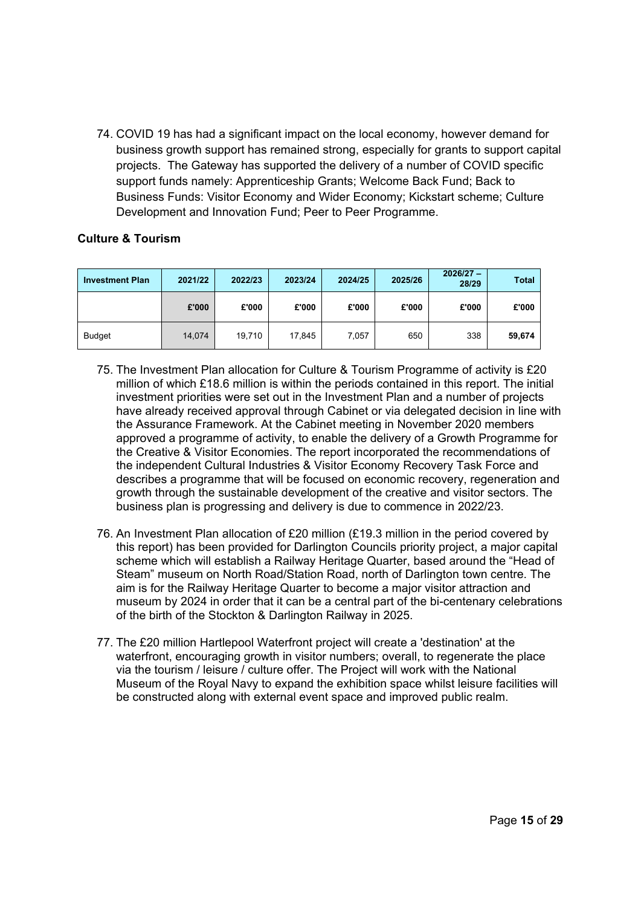74. COVID 19 has had a significant impact on the local economy, however demand for business growth support has remained strong, especially for grants to support capital projects. The Gateway has supported the delivery of a number of COVID specific support funds namely: Apprenticeship Grants; Welcome Back Fund; Back to Business Funds: Visitor Economy and Wider Economy; Kickstart scheme; Culture Development and Innovation Fund; Peer to Peer Programme.

**Culture & Tourism**

| Investment Plan | 2021/22 | 2022/23 | 2023/24 | 2024/25 | 2025/26 | 2026/27 – 28/29 | Total |
|---|---|---|---|---|---|---|---|
| | £'000 | £'000 | £'000 | £'000 | £'000 | £'000 | £'000 |
| Budget | 14,074 | 19,710 | 17,845 | 7,057 | 650 | 338 | **59,674** |

75. The Investment Plan allocation for Culture & Tourism Programme of activity is £20 million of which £18.6 million is within the periods contained in this report. The initial investment priorities were set out in the Investment Plan and a number of projects have already received approval through Cabinet or via delegated decision in line with the Assurance Framework. At the Cabinet meeting in November 2020 members approved a programme of activity, to enable the delivery of a Growth Programme for the Creative & Visitor Economies. The report incorporated the recommendations of the independent Cultural Industries & Visitor Economy Recovery Task Force and describes a programme that will be focused on economic recovery, regeneration and growth through the sustainable development of the creative and visitor sectors. The business plan is progressing and delivery is due to commence in 2022/23.

76. An Investment Plan allocation of £20 million (£19.3 million in the period covered by this report) has been provided for Darlington Councils priority project, a major capital scheme which will establish a Railway Heritage Quarter, based around the "Head of Steam" museum on North Road/Station Road, north of Darlington town centre. The aim is for the Railway Heritage Quarter to become a major visitor attraction and museum by 2024 in order that it can be a central part of the bi-centenary celebrations of the birth of the Stockton & Darlington Railway in 2025.

77. The £20 million Hartlepool Waterfront project will create a 'destination' at the waterfront, encouraging growth in visitor numbers; overall, to regenerate the place via the tourism / leisure / culture offer. The Project will work with the National Museum of the Royal Navy to expand the exhibition space whilst leisure facilities will be constructed along with external event space and improved public realm.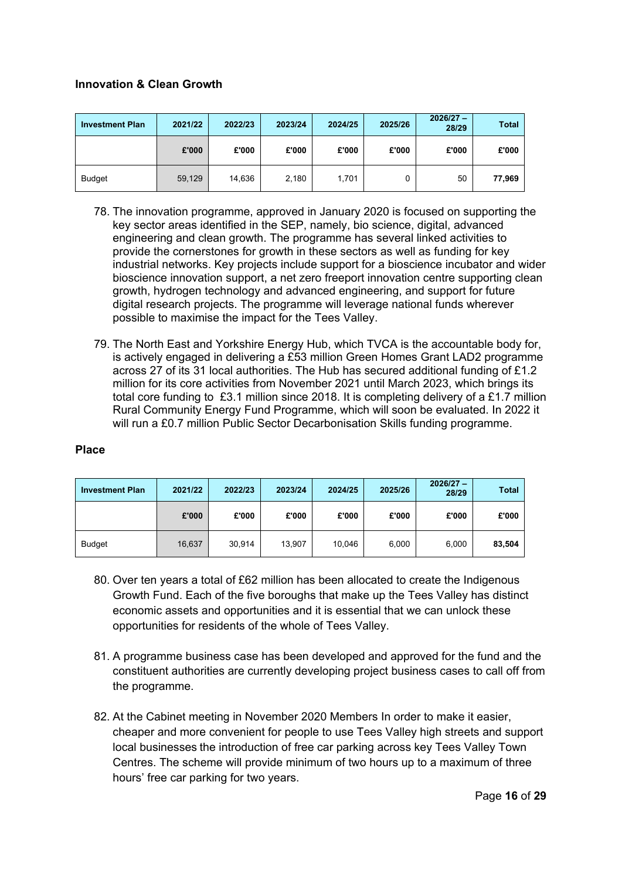### Innovation & Clean Growth

| Investment Plan | 2021/22 | 2022/23 | 2023/24 | 2024/25 | 2025/26 | 2026/27 – 28/29 | Total |
|---|---|---|---|---|---|---|---|
| | £'000 | £'000 | £'000 | £'000 | £'000 | £'000 | £'000 |
| Budget | 59,129 | 14,636 | 2,180 | 1,701 | 0 | 50 | **77,969** |

78. The innovation programme, approved in January 2020 is focused on supporting the key sector areas identified in the SEP, namely, bio science, digital, advanced engineering and clean growth. The programme has several linked activities to provide the cornerstones for growth in these sectors as well as funding for key industrial networks. Key projects include support for a bioscience incubator and wider bioscience innovation support, a net zero freeport innovation centre supporting clean growth, hydrogen technology and advanced engineering, and support for future digital research projects. The programme will leverage national funds wherever possible to maximise the impact for the Tees Valley.

79. The North East and Yorkshire Energy Hub, which TVCA is the accountable body for, is actively engaged in delivering a £53 million Green Homes Grant LAD2 programme across 27 of its 31 local authorities. The Hub has secured additional funding of £1.2 million for its core activities from November 2021 until March 2023, which brings its total core funding to £3.1 million since 2018. It is completing delivery of a £1.7 million Rural Community Energy Fund Programme, which will soon be evaluated. In 2022 it will run a £0.7 million Public Sector Decarbonisation Skills funding programme.

### Place

| Investment Plan | 2021/22 | 2022/23 | 2023/24 | 2024/25 | 2025/26 | 2026/27 – 28/29 | Total |
|---|---|---|---|---|---|---|---|
| | £'000 | £'000 | £'000 | £'000 | £'000 | £'000 | £'000 |
| Budget | 16,637 | 30,914 | 13,907 | 10,046 | 6,000 | 6,000 | **83,504** |

80. Over ten years a total of £62 million has been allocated to create the Indigenous Growth Fund. Each of the five boroughs that make up the Tees Valley has distinct economic assets and opportunities and it is essential that we can unlock these opportunities for residents of the whole of Tees Valley.

81. A programme business case has been developed and approved for the fund and the constituent authorities are currently developing project business cases to call off from the programme.

82. At the Cabinet meeting in November 2020 Members In order to make it easier, cheaper and more convenient for people to use Tees Valley high streets and support local businesses the introduction of free car parking across key Tees Valley Town Centres. The scheme will provide minimum of two hours up to a maximum of three hours' free car parking for two years.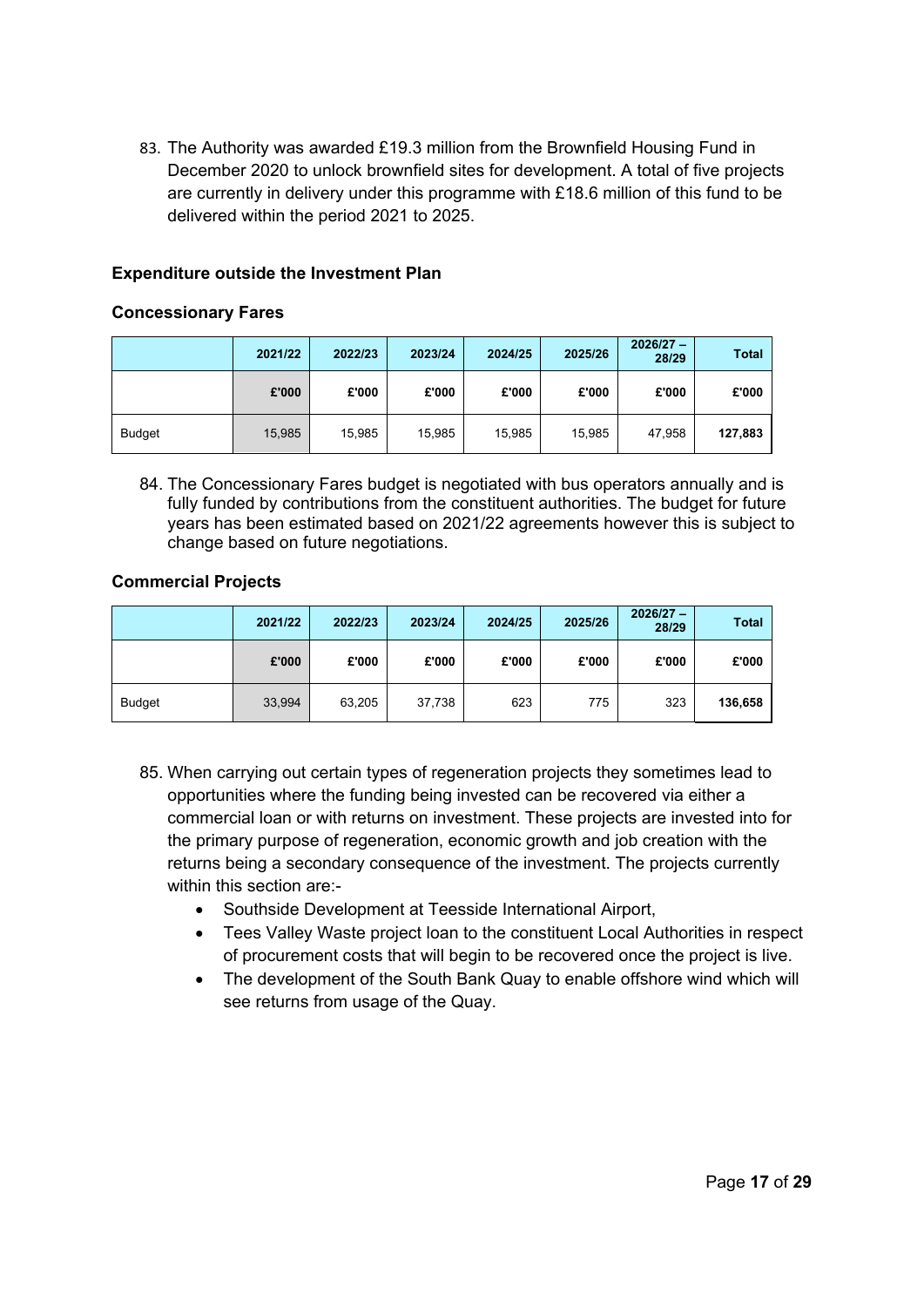83. The Authority was awarded £19.3 million from the Brownfield Housing Fund in December 2020 to unlock brownfield sites for development. A total of five projects are currently in delivery under this programme with £18.6 million of this fund to be delivered within the period 2021 to 2025.

### Expenditure outside the Investment Plan

#### Concessionary Fares

| | 2021/22 | 2022/23 | 2023/24 | 2024/25 | 2025/26 | 2026/27 – 28/29 | Total |
|---|---|---|---|---|---|---|---|
| | £'000 | £'000 | £'000 | £'000 | £'000 | £'000 | £'000 |
| Budget | 15,985 | 15,985 | 15,985 | 15,985 | 15,985 | 47,958 | **127,883** |

84. The Concessionary Fares budget is negotiated with bus operators annually and is fully funded by contributions from the constituent authorities. The budget for future years has been estimated based on 2021/22 agreements however this is subject to change based on future negotiations.

#### Commercial Projects

| | 2021/22 | 2022/23 | 2023/24 | 2024/25 | 2025/26 | 2026/27 – 28/29 | Total |
|---|---|---|---|---|---|---|---|
| | £'000 | £'000 | £'000 | £'000 | £'000 | £'000 | £'000 |
| Budget | 33,994 | 63,205 | 37,738 | 623 | 775 | 323 | **136,658** |

85. When carrying out certain types of regeneration projects they sometimes lead to opportunities where the funding being invested can be recovered via either a commercial loan or with returns on investment. These projects are invested into for the primary purpose of regeneration, economic growth and job creation with the returns being a secondary consequence of the investment. The projects currently within this section are:-
    - Southside Development at Teesside International Airport,
    - Tees Valley Waste project loan to the constituent Local Authorities in respect of procurement costs that will begin to be recovered once the project is live.
    - The development of the South Bank Quay to enable offshore wind which will see returns from usage of the Quay.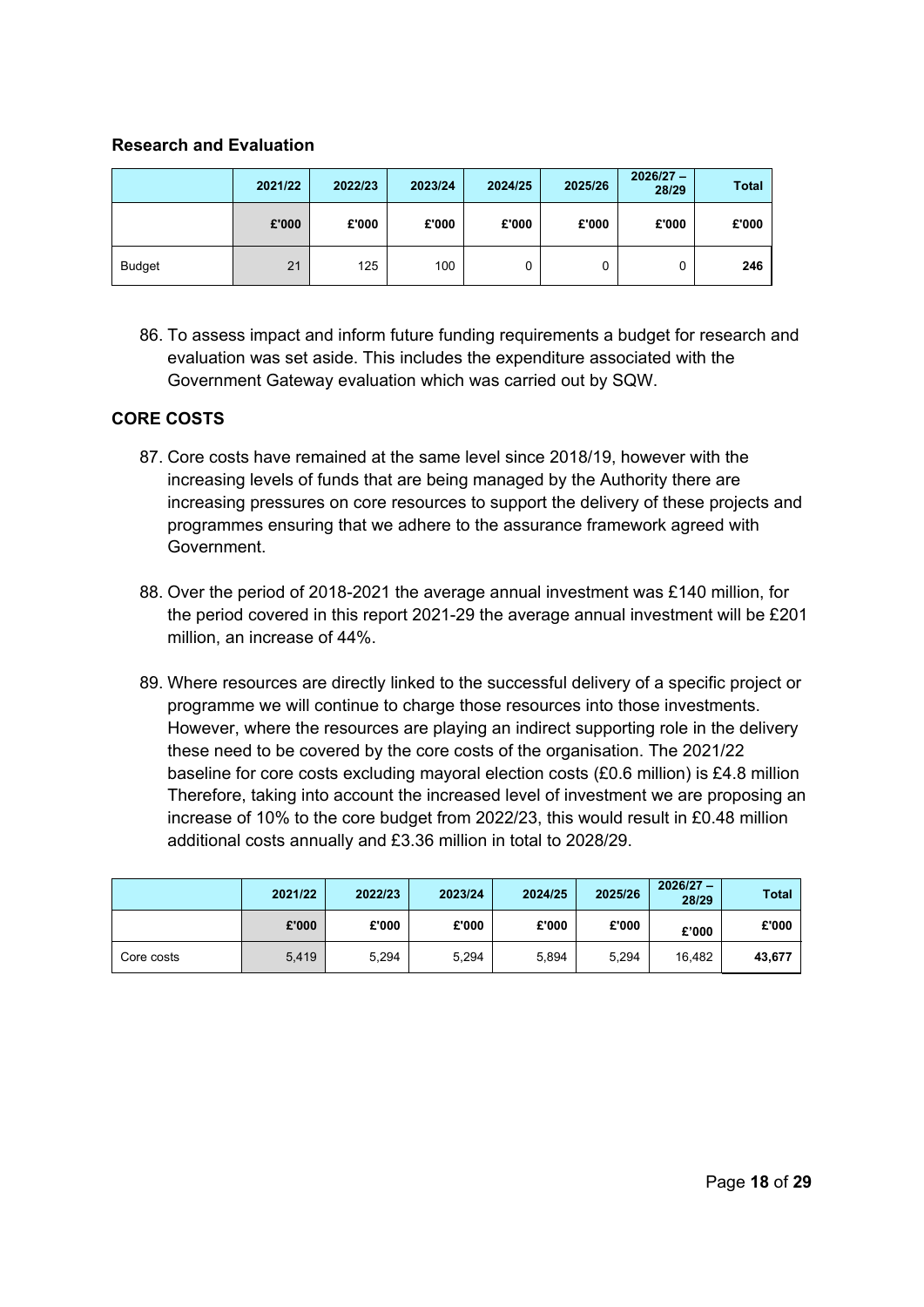### Research and Evaluation

| | 2021/22 | 2022/23 | 2023/24 | 2024/25 | 2025/26 | 2026/27 – 28/29 | Total |
|---|---|---|---|---|---|---|---|
| | £'000 | £'000 | £'000 | £'000 | £'000 | £'000 | £'000 |
| Budget | 21 | 125 | 100 | 0 | 0 | 0 | **246** |

86. To assess impact and inform future funding requirements a budget for research and evaluation was set aside. This includes the expenditure associated with the Government Gateway evaluation which was carried out by SQW.

### CORE COSTS

87. Core costs have remained at the same level since 2018/19, however with the increasing levels of funds that are being managed by the Authority there are increasing pressures on core resources to support the delivery of these projects and programmes ensuring that we adhere to the assurance framework agreed with Government.

88. Over the period of 2018-2021 the average annual investment was £140 million, for the period covered in this report 2021-29 the average annual investment will be £201 million, an increase of 44%.

89. Where resources are directly linked to the successful delivery of a specific project or programme we will continue to charge those resources into those investments. However, where the resources are playing an indirect supporting role in the delivery these need to be covered by the core costs of the organisation. The 2021/22 baseline for core costs excluding mayoral election costs (£0.6 million) is £4.8 million Therefore, taking into account the increased level of investment we are proposing an increase of 10% to the core budget from 2022/23, this would result in £0.48 million additional costs annually and £3.36 million in total to 2028/29.

| | 2021/22 | 2022/23 | 2023/24 | 2024/25 | 2025/26 | 2026/27 – 28/29 | Total |
|---|---|---|---|---|---|---|---|
| | £'000 | £'000 | £'000 | £'000 | £'000 | £'000 | £'000 |
| Core costs | 5,419 | 5,294 | 5,294 | 5,894 | 5,294 | 16,482 | **43,677** |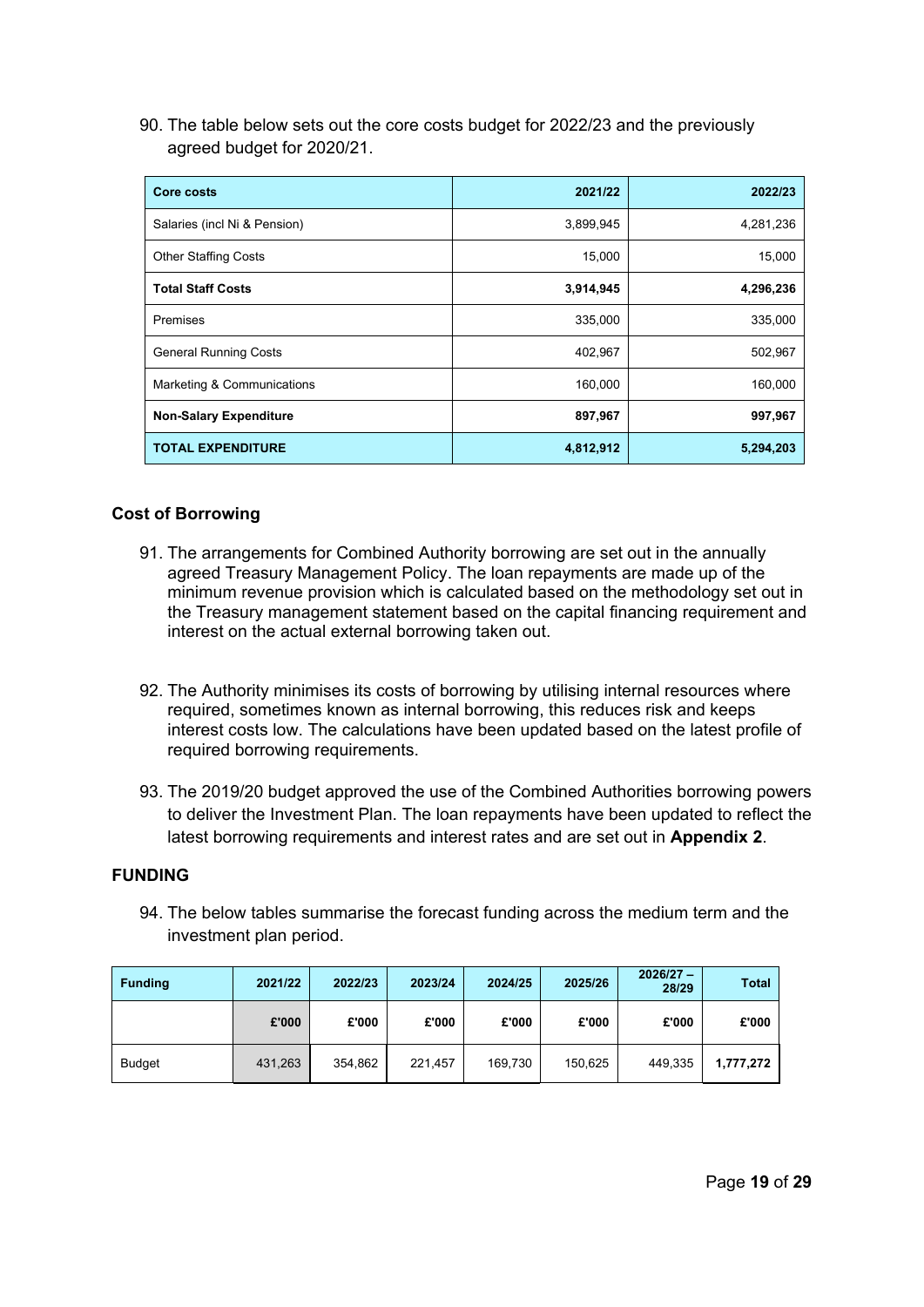90. The table below sets out the core costs budget for 2022/23 and the previously agreed budget for 2020/21.

| **Core costs** | **2021/22** | **2022/23** |
|---|---|---|
| Salaries (incl Ni & Pension) | 3,899,945 | 4,281,236 |
| Other Staffing Costs | 15,000 | 15,000 |
| **Total Staff Costs** | **3,914,945** | **4,296,236** |
| Premises | 335,000 | 335,000 |
| General Running Costs | 402,967 | 502,967 |
| Marketing & Communications | 160,000 | 160,000 |
| **Non-Salary Expenditure** | **897,967** | **997,967** |
| **TOTAL EXPENDITURE** | **4,812,912** | **5,294,203** |

### Cost of Borrowing

91. The arrangements for Combined Authority borrowing are set out in the annually agreed Treasury Management Policy. The loan repayments are made up of the minimum revenue provision which is calculated based on the methodology set out in the Treasury management statement based on the capital financing requirement and interest on the actual external borrowing taken out.

92. The Authority minimises its costs of borrowing by utilising internal resources where required, sometimes known as internal borrowing, this reduces risk and keeps interest costs low. The calculations have been updated based on the latest profile of required borrowing requirements.

93. The 2019/20 budget approved the use of the Combined Authorities borrowing powers to deliver the Investment Plan. The loan repayments have been updated to reflect the latest borrowing requirements and interest rates and are set out in **Appendix 2**.

### FUNDING

94. The below tables summarise the forecast funding across the medium term and the investment plan period.

| **Funding** | **2021/22** | **2022/23** | **2023/24** | **2024/25** | **2025/26** | **2026/27 – 28/29** | **Total** |
|---|---|---|---|---|---|---|---|
| | **£'000** | **£'000** | **£'000** | **£'000** | **£'000** | **£'000** | **£'000** |
| Budget | 431,263 | 354,862 | 221,457 | 169,730 | 150,625 | 449,335 | **1,777,272** |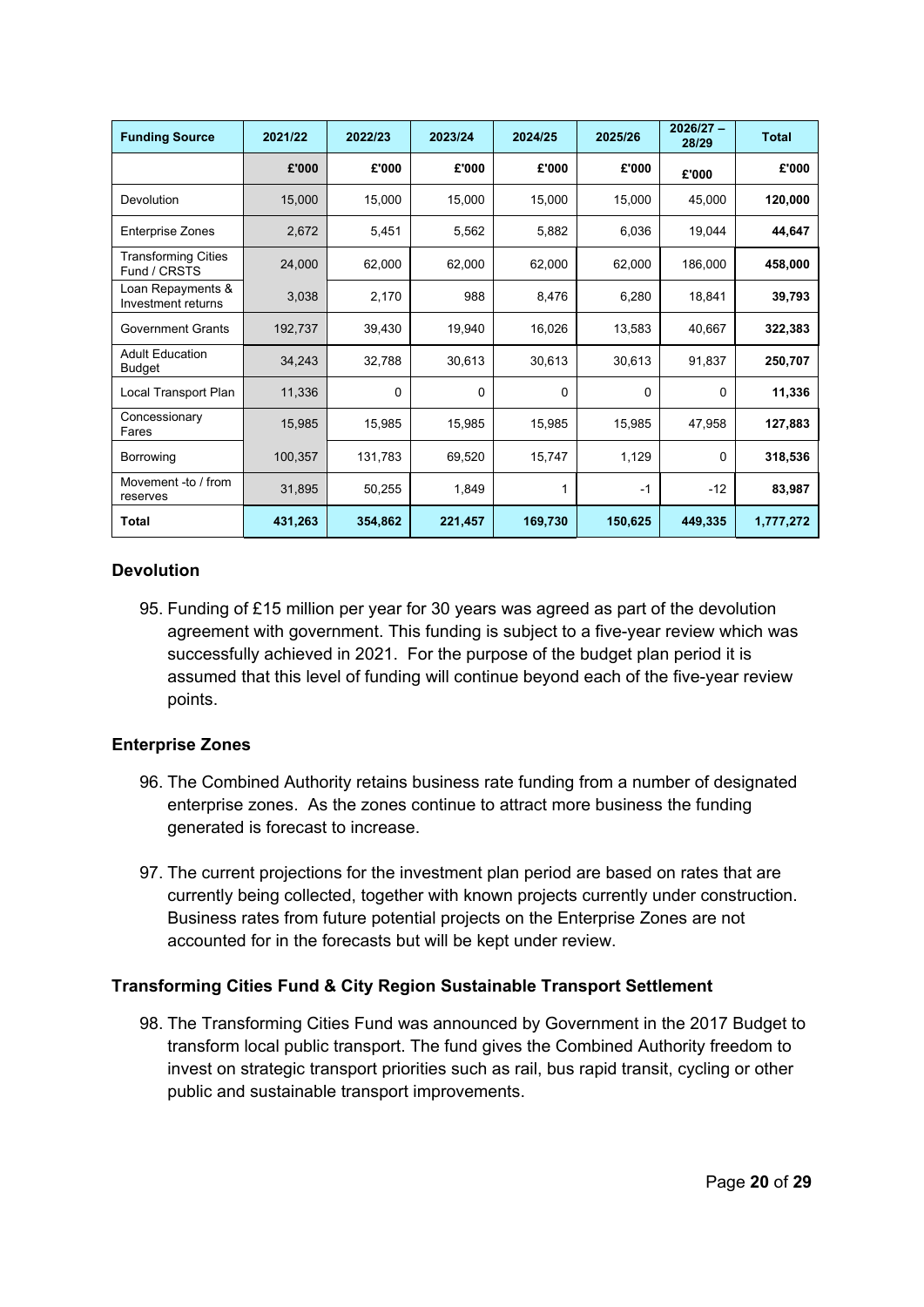| Funding Source | 2021/22 | 2022/23 | 2023/24 | 2024/25 | 2025/26 | 2026/27 – 28/29 | Total |
|---|---|---|---|---|---|---|---|
| | **£'000** | **£'000** | **£'000** | **£'000** | **£'000** | **£'000** | **£'000** |
| Devolution | 15,000 | 15,000 | 15,000 | 15,000 | 15,000 | 45,000 | **120,000** |
| Enterprise Zones | 2,672 | 5,451 | 5,562 | 5,882 | 6,036 | 19,044 | **44,647** |
| Transforming Cities Fund / CRSTS | 24,000 | 62,000 | 62,000 | 62,000 | 62,000 | 186,000 | **458,000** |
| Loan Repayments & Investment returns | 3,038 | 2,170 | 988 | 8,476 | 6,280 | 18,841 | **39,793** |
| Government Grants | 192,737 | 39,430 | 19,940 | 16,026 | 13,583 | 40,667 | **322,383** |
| Adult Education Budget | 34,243 | 32,788 | 30,613 | 30,613 | 30,613 | 91,837 | **250,707** |
| Local Transport Plan | 11,336 | 0 | 0 | 0 | 0 | 0 | **11,336** |
| Concessionary Fares | 15,985 | 15,985 | 15,985 | 15,985 | 15,985 | 47,958 | **127,883** |
| Borrowing | 100,357 | 131,783 | 69,520 | 15,747 | 1,129 | 0 | **318,536** |
| Movement -to / from reserves | 31,895 | 50,255 | 1,849 | 1 | -1 | -12 | **83,987** |
| **Total** | **431,263** | **354,862** | **221,457** | **169,730** | **150,625** | **449,335** | **1,777,272** |

### Devolution

95. Funding of £15 million per year for 30 years was agreed as part of the devolution agreement with government. This funding is subject to a five-year review which was successfully achieved in 2021. For the purpose of the budget plan period it is assumed that this level of funding will continue beyond each of the five-year review points.

### Enterprise Zones

96. The Combined Authority retains business rate funding from a number of designated enterprise zones. As the zones continue to attract more business the funding generated is forecast to increase.

97. The current projections for the investment plan period are based on rates that are currently being collected, together with known projects currently under construction. Business rates from future potential projects on the Enterprise Zones are not accounted for in the forecasts but will be kept under review.

### Transforming Cities Fund & City Region Sustainable Transport Settlement

98. The Transforming Cities Fund was announced by Government in the 2017 Budget to transform local public transport. The fund gives the Combined Authority freedom to invest on strategic transport priorities such as rail, bus rapid transit, cycling or other public and sustainable transport improvements.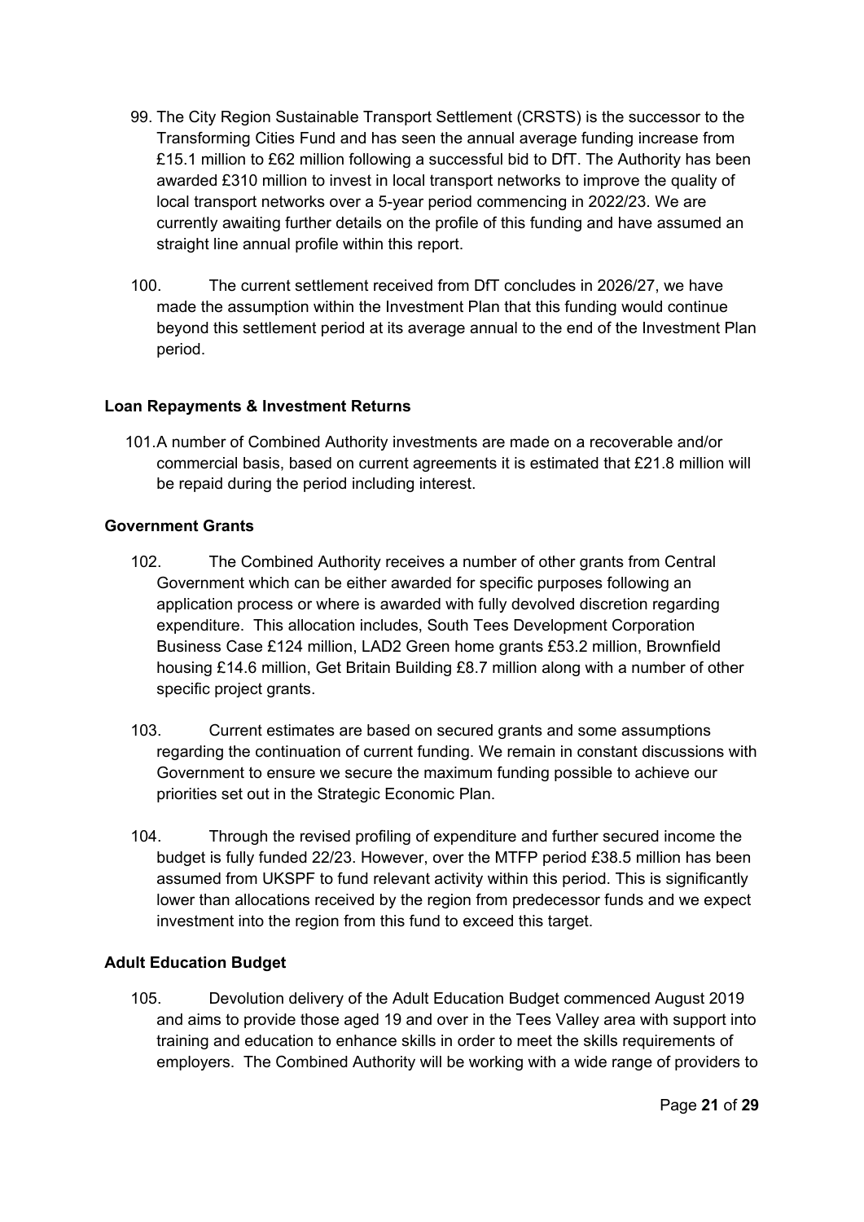99. The City Region Sustainable Transport Settlement (CRSTS) is the successor to the Transforming Cities Fund and has seen the annual average funding increase from £15.1 million to £62 million following a successful bid to DfT. The Authority has been awarded £310 million to invest in local transport networks to improve the quality of local transport networks over a 5-year period commencing in 2022/23. We are currently awaiting further details on the profile of this funding and have assumed an straight line annual profile within this report.

100. The current settlement received from DfT concludes in 2026/27, we have made the assumption within the Investment Plan that this funding would continue beyond this settlement period at its average annual to the end of the Investment Plan period.

**Loan Repayments & Investment Returns**

101. A number of Combined Authority investments are made on a recoverable and/or commercial basis, based on current agreements it is estimated that £21.8 million will be repaid during the period including interest.

**Government Grants**

102. The Combined Authority receives a number of other grants from Central Government which can be either awarded for specific purposes following an application process or where is awarded with fully devolved discretion regarding expenditure. This allocation includes, South Tees Development Corporation Business Case £124 million, LAD2 Green home grants £53.2 million, Brownfield housing £14.6 million, Get Britain Building £8.7 million along with a number of other specific project grants.

103. Current estimates are based on secured grants and some assumptions regarding the continuation of current funding. We remain in constant discussions with Government to ensure we secure the maximum funding possible to achieve our priorities set out in the Strategic Economic Plan.

104. Through the revised profiling of expenditure and further secured income the budget is fully funded 22/23. However, over the MTFP period £38.5 million has been assumed from UKSPF to fund relevant activity within this period. This is significantly lower than allocations received by the region from predecessor funds and we expect investment into the region from this fund to exceed this target.

**Adult Education Budget**

105. Devolution delivery of the Adult Education Budget commenced August 2019 and aims to provide those aged 19 and over in the Tees Valley area with support into training and education to enhance skills in order to meet the skills requirements of employers. The Combined Authority will be working with a wide range of providers to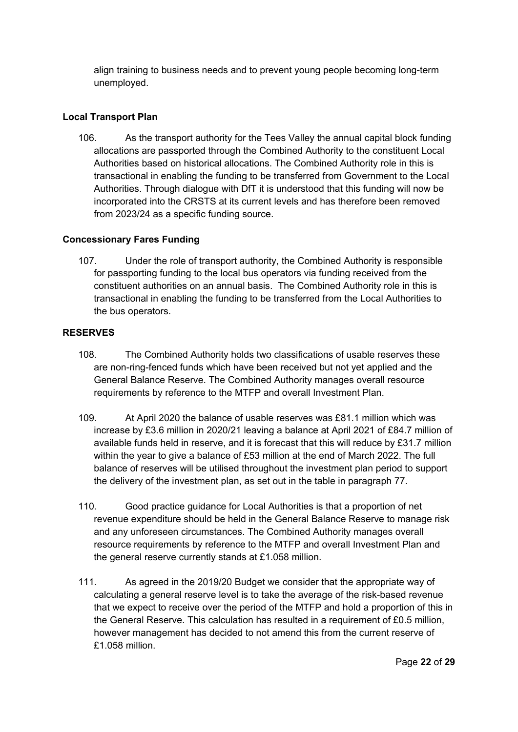align training to business needs and to prevent young people becoming long-term unemployed.

**Local Transport Plan**

106. As the transport authority for the Tees Valley the annual capital block funding allocations are passported through the Combined Authority to the constituent Local Authorities based on historical allocations. The Combined Authority role in this is transactional in enabling the funding to be transferred from Government to the Local Authorities. Through dialogue with DfT it is understood that this funding will now be incorporated into the CRSTS at its current levels and has therefore been removed from 2023/24 as a specific funding source.

**Concessionary Fares Funding**

107. Under the role of transport authority, the Combined Authority is responsible for passporting funding to the local bus operators via funding received from the constituent authorities on an annual basis. The Combined Authority role in this is transactional in enabling the funding to be transferred from the Local Authorities to the bus operators.

**RESERVES**

108. The Combined Authority holds two classifications of usable reserves these are non-ring-fenced funds which have been received but not yet applied and the General Balance Reserve. The Combined Authority manages overall resource requirements by reference to the MTFP and overall Investment Plan.

109. At April 2020 the balance of usable reserves was £81.1 million which was increase by £3.6 million in 2020/21 leaving a balance at April 2021 of £84.7 million of available funds held in reserve, and it is forecast that this will reduce by £31.7 million within the year to give a balance of £53 million at the end of March 2022. The full balance of reserves will be utilised throughout the investment plan period to support the delivery of the investment plan, as set out in the table in paragraph 77.

110. Good practice guidance for Local Authorities is that a proportion of net revenue expenditure should be held in the General Balance Reserve to manage risk and any unforeseen circumstances. The Combined Authority manages overall resource requirements by reference to the MTFP and overall Investment Plan and the general reserve currently stands at £1.058 million.

111. As agreed in the 2019/20 Budget we consider that the appropriate way of calculating a general reserve level is to take the average of the risk-based revenue that we expect to receive over the period of the MTFP and hold a proportion of this in the General Reserve. This calculation has resulted in a requirement of £0.5 million, however management has decided to not amend this from the current reserve of £1.058 million.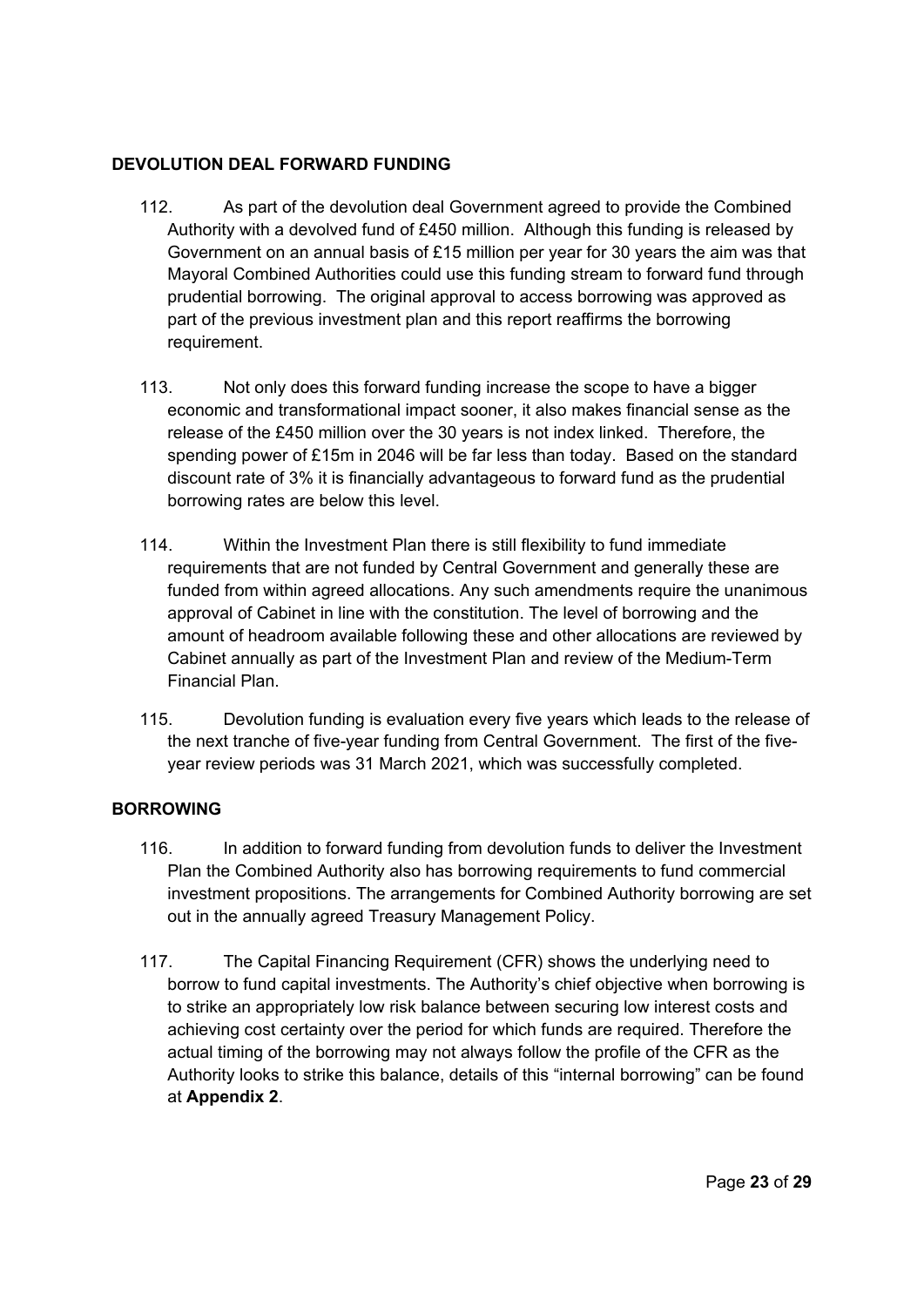## DEVOLUTION DEAL FORWARD FUNDING

112. As part of the devolution deal Government agreed to provide the Combined Authority with a devolved fund of £450 million. Although this funding is released by Government on an annual basis of £15 million per year for 30 years the aim was that Mayoral Combined Authorities could use this funding stream to forward fund through prudential borrowing. The original approval to access borrowing was approved as part of the previous investment plan and this report reaffirms the borrowing requirement.

113. Not only does this forward funding increase the scope to have a bigger economic and transformational impact sooner, it also makes financial sense as the release of the £450 million over the 30 years is not index linked. Therefore, the spending power of £15m in 2046 will be far less than today. Based on the standard discount rate of 3% it is financially advantageous to forward fund as the prudential borrowing rates are below this level.

114. Within the Investment Plan there is still flexibility to fund immediate requirements that are not funded by Central Government and generally these are funded from within agreed allocations. Any such amendments require the unanimous approval of Cabinet in line with the constitution. The level of borrowing and the amount of headroom available following these and other allocations are reviewed by Cabinet annually as part of the Investment Plan and review of the Medium-Term Financial Plan.

115. Devolution funding is evaluation every five years which leads to the release of the next tranche of five-year funding from Central Government. The first of the five-year review periods was 31 March 2021, which was successfully completed.

## BORROWING

116. In addition to forward funding from devolution funds to deliver the Investment Plan the Combined Authority also has borrowing requirements to fund commercial investment propositions. The arrangements for Combined Authority borrowing are set out in the annually agreed Treasury Management Policy.

117. The Capital Financing Requirement (CFR) shows the underlying need to borrow to fund capital investments. The Authority's chief objective when borrowing is to strike an appropriately low risk balance between securing low interest costs and achieving cost certainty over the period for which funds are required. Therefore the actual timing of the borrowing may not always follow the profile of the CFR as the Authority looks to strike this balance, details of this "internal borrowing" can be found at **Appendix 2**.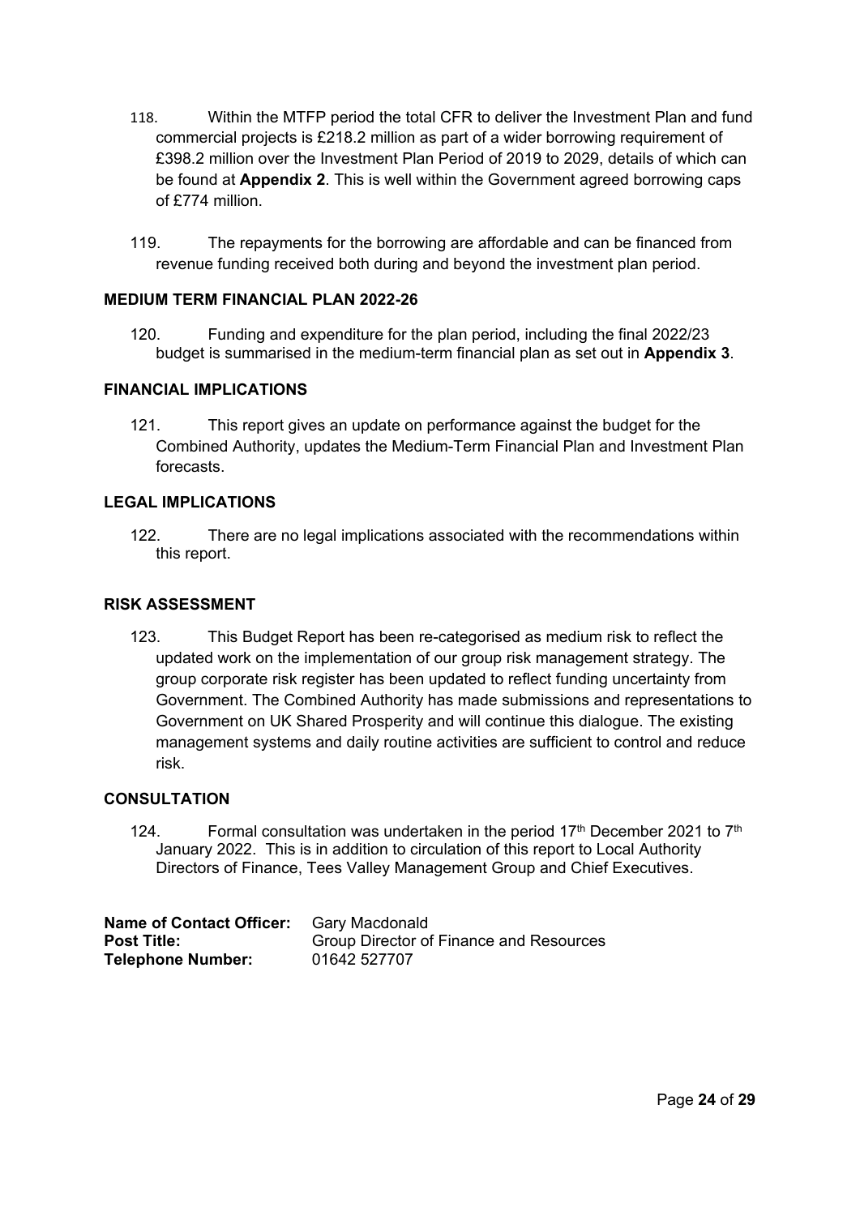118. Within the MTFP period the total CFR to deliver the Investment Plan and fund commercial projects is £218.2 million as part of a wider borrowing requirement of £398.2 million over the Investment Plan Period of 2019 to 2029, details of which can be found at **Appendix 2**. This is well within the Government agreed borrowing caps of £774 million.

119. The repayments for the borrowing are affordable and can be financed from revenue funding received both during and beyond the investment plan period.

## MEDIUM TERM FINANCIAL PLAN 2022-26

120. Funding and expenditure for the plan period, including the final 2022/23 budget is summarised in the medium-term financial plan as set out in **Appendix 3**.

## FINANCIAL IMPLICATIONS

121. This report gives an update on performance against the budget for the Combined Authority, updates the Medium-Term Financial Plan and Investment Plan forecasts.

## LEGAL IMPLICATIONS

122. There are no legal implications associated with the recommendations within this report.

## RISK ASSESSMENT

123. This Budget Report has been re-categorised as medium risk to reflect the updated work on the implementation of our group risk management strategy. The group corporate risk register has been updated to reflect funding uncertainty from Government. The Combined Authority has made submissions and representations to Government on UK Shared Prosperity and will continue this dialogue. The existing management systems and daily routine activities are sufficient to control and reduce risk.

## CONSULTATION

124. Formal consultation was undertaken in the period 17th December 2021 to 7th January 2022. This is in addition to circulation of this report to Local Authority Directors of Finance, Tees Valley Management Group and Chief Executives.

**Name of Contact Officer:** Gary Macdonald
**Post Title:** Group Director of Finance and Resources
**Telephone Number:** 01642 527707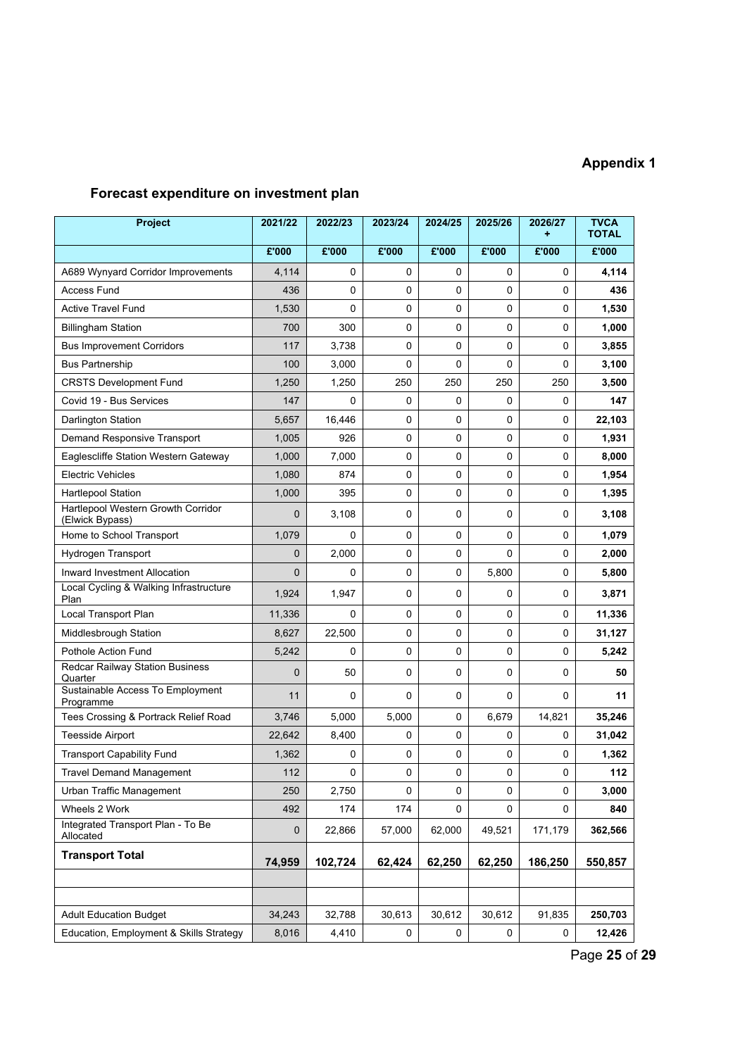**Appendix 1**

## Forecast expenditure on investment plan

| Project | 2021/22 | 2022/23 | 2023/24 | 2024/25 | 2025/26 | 2026/27 + | TVCA TOTAL |
|---|---|---|---|---|---|---|---|
| | £'000 | £'000 | £'000 | £'000 | £'000 | £'000 | £'000 |
| A689 Wynyard Corridor Improvements | 4,114 | 0 | 0 | 0 | 0 | 0 | **4,114** |
| Access Fund | 436 | 0 | 0 | 0 | 0 | 0 | **436** |
| Active Travel Fund | 1,530 | 0 | 0 | 0 | 0 | 0 | **1,530** |
| Billingham Station | 700 | 300 | 0 | 0 | 0 | 0 | **1,000** |
| Bus Improvement Corridors | 117 | 3,738 | 0 | 0 | 0 | 0 | **3,855** |
| Bus Partnership | 100 | 3,000 | 0 | 0 | 0 | 0 | **3,100** |
| CRSTS Development Fund | 1,250 | 1,250 | 250 | 250 | 250 | 250 | **3,500** |
| Covid 19 - Bus Services | 147 | 0 | 0 | 0 | 0 | 0 | **147** |
| Darlington Station | 5,657 | 16,446 | 0 | 0 | 0 | 0 | **22,103** |
| Demand Responsive Transport | 1,005 | 926 | 0 | 0 | 0 | 0 | **1,931** |
| Eaglescliffe Station Western Gateway | 1,000 | 7,000 | 0 | 0 | 0 | 0 | **8,000** |
| Electric Vehicles | 1,080 | 874 | 0 | 0 | 0 | 0 | **1,954** |
| Hartlepool Station | 1,000 | 395 | 0 | 0 | 0 | 0 | **1,395** |
| Hartlepool Western Growth Corridor (Elwick Bypass) | 0 | 3,108 | 0 | 0 | 0 | 0 | **3,108** |
| Home to School Transport | 1,079 | 0 | 0 | 0 | 0 | 0 | **1,079** |
| Hydrogen Transport | 0 | 2,000 | 0 | 0 | 0 | 0 | **2,000** |
| Inward Investment Allocation | 0 | 0 | 0 | 0 | 5,800 | 0 | **5,800** |
| Local Cycling & Walking Infrastructure Plan | 1,924 | 1,947 | 0 | 0 | 0 | 0 | **3,871** |
| Local Transport Plan | 11,336 | 0 | 0 | 0 | 0 | 0 | **11,336** |
| Middlesbrough Station | 8,627 | 22,500 | 0 | 0 | 0 | 0 | **31,127** |
| Pothole Action Fund | 5,242 | 0 | 0 | 0 | 0 | 0 | **5,242** |
| Redcar Railway Station Business Quarter | 0 | 50 | 0 | 0 | 0 | 0 | **50** |
| Sustainable Access To Employment Programme | 11 | 0 | 0 | 0 | 0 | 0 | **11** |
| Tees Crossing & Portrack Relief Road | 3,746 | 5,000 | 5,000 | 0 | 6,679 | 14,821 | **35,246** |
| Teesside Airport | 22,642 | 8,400 | 0 | 0 | 0 | 0 | **31,042** |
| Transport Capability Fund | 1,362 | 0 | 0 | 0 | 0 | 0 | **1,362** |
| Travel Demand Management | 112 | 0 | 0 | 0 | 0 | 0 | **112** |
| Urban Traffic Management | 250 | 2,750 | 0 | 0 | 0 | 0 | **3,000** |
| Wheels 2 Work | 492 | 174 | 174 | 0 | 0 | 0 | **840** |
| Integrated Transport Plan - To Be Allocated | 0 | 22,866 | 57,000 | 62,000 | 49,521 | 171,179 | **362,566** |
| **Transport Total** | **74,959** | **102,724** | **62,424** | **62,250** | **62,250** | **186,250** | **550,857** |
| | | | | | | | |
| | | | | | | | |
| Adult Education Budget | 34,243 | 32,788 | 30,613 | 30,612 | 30,612 | 91,835 | **250,703** |
| Education, Employment & Skills Strategy | 8,016 | 4,410 | 0 | 0 | 0 | 0 | **12,426** |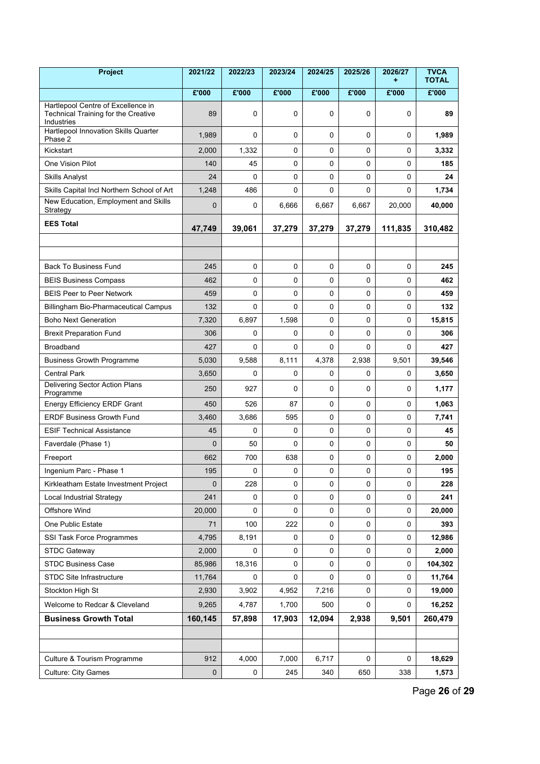| Project | 2021/22 | 2022/23 | 2023/24 | 2024/25 | 2025/26 | 2026/27 + | TVCA TOTAL |
|---|---|---|---|---|---|---|---|
| | £'000 | £'000 | £'000 | £'000 | £'000 | £'000 | £'000 |
| Hartlepool Centre of Excellence in Technical Training for the Creative Industries | 89 | 0 | 0 | 0 | 0 | 0 | **89** |
| Hartlepool Innovation Skills Quarter Phase 2 | 1,989 | 0 | 0 | 0 | 0 | 0 | **1,989** |
| Kickstart | 2,000 | 1,332 | 0 | 0 | 0 | 0 | **3,332** |
| One Vision Pilot | 140 | 45 | 0 | 0 | 0 | 0 | **185** |
| Skills Analyst | 24 | 0 | 0 | 0 | 0 | 0 | **24** |
| Skills Capital Incl Northern School of Art | 1,248 | 486 | 0 | 0 | 0 | 0 | **1,734** |
| New Education, Employment and Skills Strategy | 0 | 0 | 6,666 | 6,667 | 6,667 | 20,000 | **40,000** |
| **EES Total** | **47,749** | **39,061** | **37,279** | **37,279** | **37,279** | **111,835** | **310,482** |
| | | | | | | | |
| | | | | | | | |
| Back To Business Fund | 245 | 0 | 0 | 0 | 0 | 0 | **245** |
| BEIS Business Compass | 462 | 0 | 0 | 0 | 0 | 0 | **462** |
| BEIS Peer to Peer Network | 459 | 0 | 0 | 0 | 0 | 0 | **459** |
| Billingham Bio-Pharmaceutical Campus | 132 | 0 | 0 | 0 | 0 | 0 | **132** |
| Boho Next Generation | 7,320 | 6,897 | 1,598 | 0 | 0 | 0 | **15,815** |
| Brexit Preparation Fund | 306 | 0 | 0 | 0 | 0 | 0 | **306** |
| Broadband | 427 | 0 | 0 | 0 | 0 | 0 | **427** |
| Business Growth Programme | 5,030 | 9,588 | 8,111 | 4,378 | 2,938 | 9,501 | **39,546** |
| Central Park | 3,650 | 0 | 0 | 0 | 0 | 0 | **3,650** |
| Delivering Sector Action Plans Programme | 250 | 927 | 0 | 0 | 0 | 0 | **1,177** |
| Energy Efficiency ERDF Grant | 450 | 526 | 87 | 0 | 0 | 0 | **1,063** |
| ERDF Business Growth Fund | 3,460 | 3,686 | 595 | 0 | 0 | 0 | **7,741** |
| ESIF Technical Assistance | 45 | 0 | 0 | 0 | 0 | 0 | **45** |
| Faverdale (Phase 1) | 0 | 50 | 0 | 0 | 0 | 0 | **50** |
| Freeport | 662 | 700 | 638 | 0 | 0 | 0 | **2,000** |
| Ingenium Parc - Phase 1 | 195 | 0 | 0 | 0 | 0 | 0 | **195** |
| Kirkleatham Estate Investment Project | 0 | 228 | 0 | 0 | 0 | 0 | **228** |
| Local Industrial Strategy | 241 | 0 | 0 | 0 | 0 | 0 | **241** |
| Offshore Wind | 20,000 | 0 | 0 | 0 | 0 | 0 | **20,000** |
| One Public Estate | 71 | 100 | 222 | 0 | 0 | 0 | **393** |
| SSI Task Force Programmes | 4,795 | 8,191 | 0 | 0 | 0 | 0 | **12,986** |
| STDC Gateway | 2,000 | 0 | 0 | 0 | 0 | 0 | **2,000** |
| STDC Business Case | 85,986 | 18,316 | 0 | 0 | 0 | 0 | **104,302** |
| STDC Site Infrastructure | 11,764 | 0 | 0 | 0 | 0 | 0 | **11,764** |
| Stockton High St | 2,930 | 3,902 | 4,952 | 7,216 | 0 | 0 | **19,000** |
| Welcome to Redcar & Cleveland | 9,265 | 4,787 | 1,700 | 500 | 0 | 0 | **16,252** |
| **Business Growth Total** | **160,145** | **57,898** | **17,903** | **12,094** | **2,938** | **9,501** | **260,479** |
| | | | | | | | |
| | | | | | | | |
| Culture & Tourism Programme | 912 | 4,000 | 7,000 | 6,717 | 0 | 0 | **18,629** |
| Culture: City Games | 0 | 0 | 245 | 340 | 650 | 338 | **1,573** |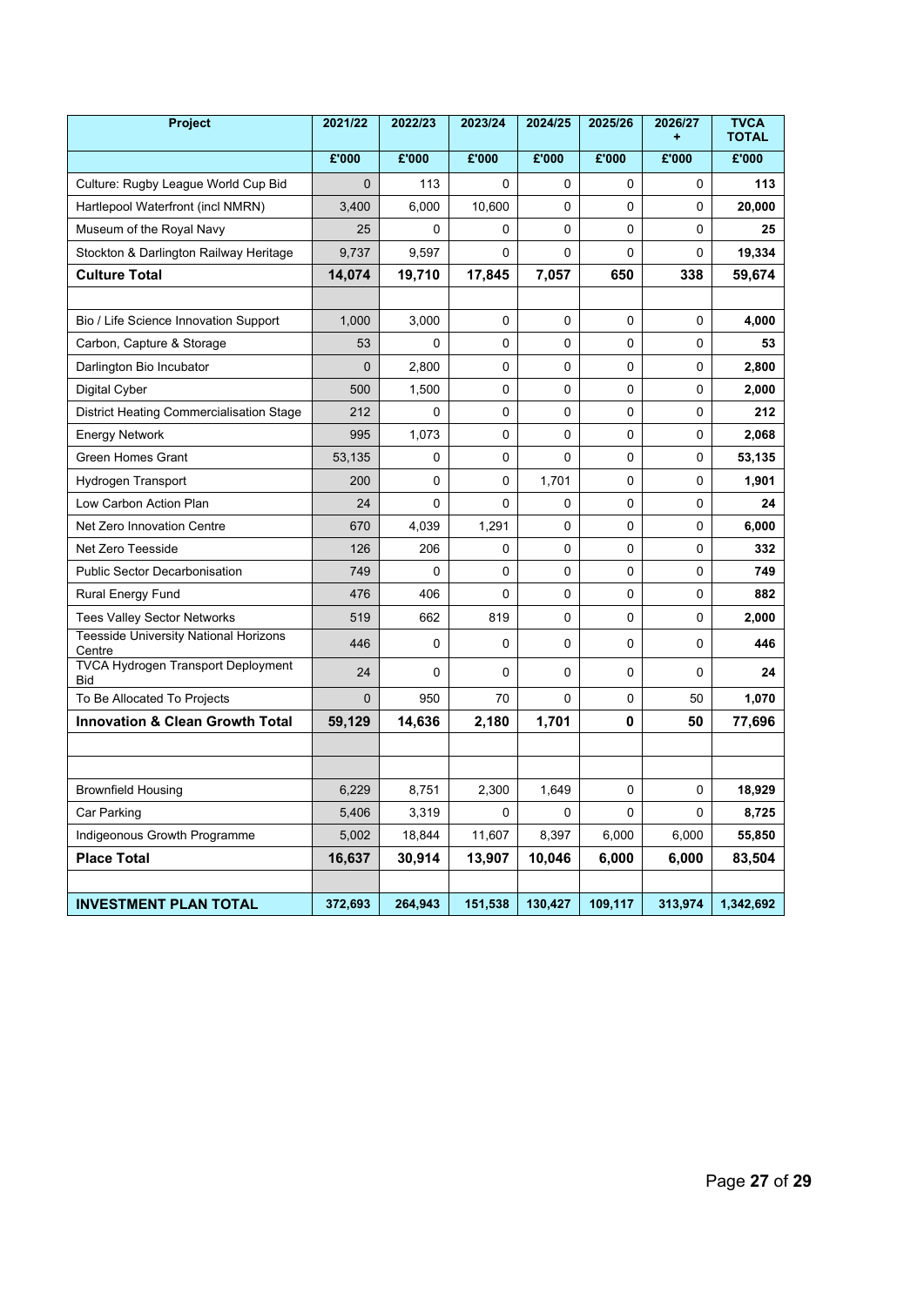| Project | 2021/22 | 2022/23 | 2023/24 | 2024/25 | 2025/26 | 2026/27 + | TVCA TOTAL |
|---|---|---|---|---|---|---|---|
| | £'000 | £'000 | £'000 | £'000 | £'000 | £'000 | £'000 |
| Culture: Rugby League World Cup Bid | 0 | 113 | 0 | 0 | 0 | 0 | **113** |
| Hartlepool Waterfront (incl NMRN) | 3,400 | 6,000 | 10,600 | 0 | 0 | 0 | **20,000** |
| Museum of the Royal Navy | 25 | 0 | 0 | 0 | 0 | 0 | **25** |
| Stockton & Darlington Railway Heritage | 9,737 | 9,597 | 0 | 0 | 0 | 0 | **19,334** |
| **Culture Total** | **14,074** | **19,710** | **17,845** | **7,057** | **650** | **338** | **59,674** |
| | | | | | | | |
| Bio / Life Science Innovation Support | 1,000 | 3,000 | 0 | 0 | 0 | 0 | **4,000** |
| Carbon, Capture & Storage | 53 | 0 | 0 | 0 | 0 | 0 | **53** |
| Darlington Bio Incubator | 0 | 2,800 | 0 | 0 | 0 | 0 | **2,800** |
| Digital Cyber | 500 | 1,500 | 0 | 0 | 0 | 0 | **2,000** |
| District Heating Commercialisation Stage | 212 | 0 | 0 | 0 | 0 | 0 | **212** |
| Energy Network | 995 | 1,073 | 0 | 0 | 0 | 0 | **2,068** |
| Green Homes Grant | 53,135 | 0 | 0 | 0 | 0 | 0 | **53,135** |
| Hydrogen Transport | 200 | 0 | 0 | 1,701 | 0 | 0 | **1,901** |
| Low Carbon Action Plan | 24 | 0 | 0 | 0 | 0 | 0 | **24** |
| Net Zero Innovation Centre | 670 | 4,039 | 1,291 | 0 | 0 | 0 | **6,000** |
| Net Zero Teesside | 126 | 206 | 0 | 0 | 0 | 0 | **332** |
| Public Sector Decarbonisation | 749 | 0 | 0 | 0 | 0 | 0 | **749** |
| Rural Energy Fund | 476 | 406 | 0 | 0 | 0 | 0 | **882** |
| Tees Valley Sector Networks | 519 | 662 | 819 | 0 | 0 | 0 | **2,000** |
| Teesside University National Horizons Centre | 446 | 0 | 0 | 0 | 0 | 0 | **446** |
| TVCA Hydrogen Transport Deployment Bid | 24 | 0 | 0 | 0 | 0 | 0 | **24** |
| To Be Allocated To Projects | 0 | 950 | 70 | 0 | 0 | 50 | **1,070** |
| **Innovation & Clean Growth Total** | **59,129** | **14,636** | **2,180** | **1,701** | **0** | **50** | **77,696** |
| | | | | | | | |
| | | | | | | | |
| Brownfield Housing | 6,229 | 8,751 | 2,300 | 1,649 | 0 | 0 | **18,929** |
| Car Parking | 5,406 | 3,319 | 0 | 0 | 0 | 0 | **8,725** |
| Indigeonous Growth Programme | 5,002 | 18,844 | 11,607 | 8,397 | 6,000 | 6,000 | **55,850** |
| **Place Total** | **16,637** | **30,914** | **13,907** | **10,046** | **6,000** | **6,000** | **83,504** |
| | | | | | | | |
| **INVESTMENT PLAN TOTAL** | **372,693** | **264,943** | **151,538** | **130,427** | **109,117** | **313,974** | **1,342,692** |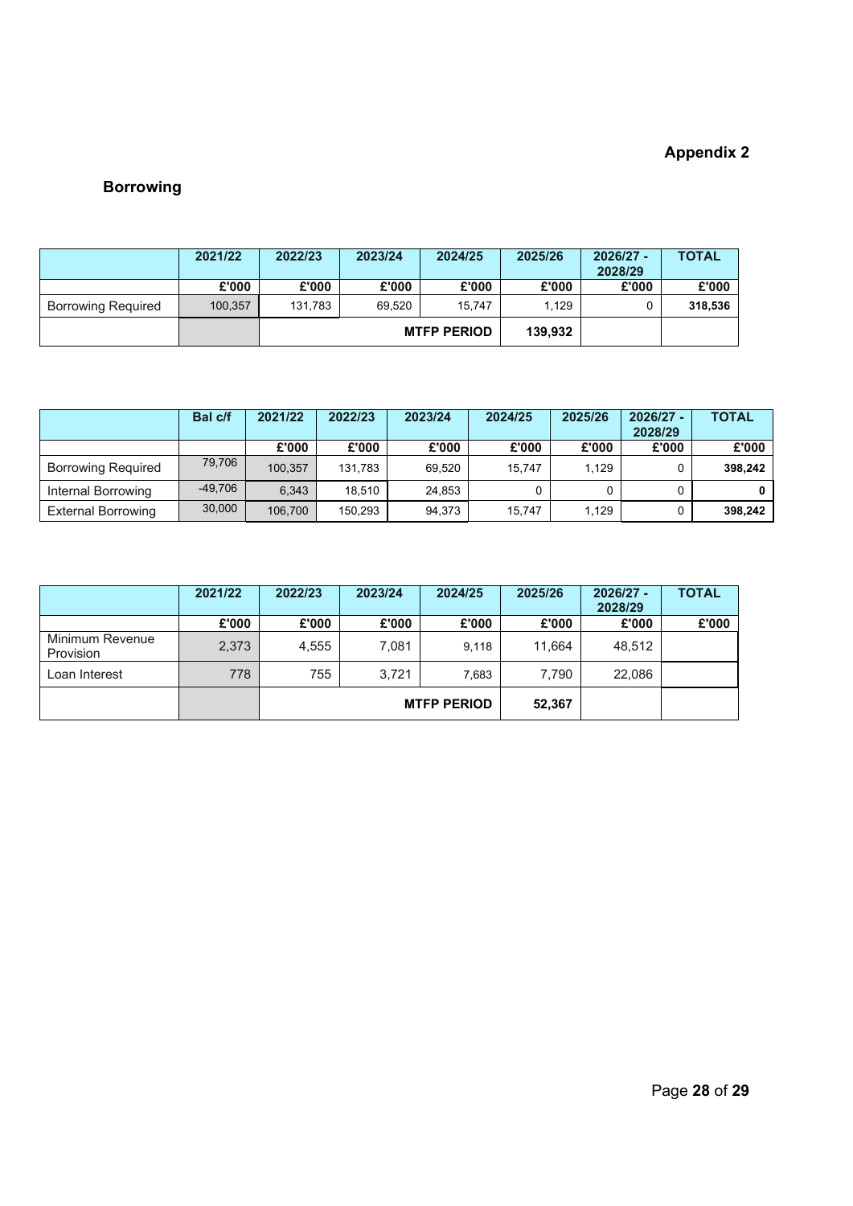## Appendix 2

### Borrowing

| | 2021/22 | 2022/23 | 2023/24 | 2024/25 | 2025/26 | 2026/27 - 2028/29 | TOTAL |
|---|---|---|---|---|---|---|---|
| | £'000 | £'000 | £'000 | £'000 | £'000 | £'000 | £'000 |
| Borrowing Required | 100,357 | 131,783 | 69,520 | 15,747 | 1,129 | 0 | **318,536** |
| | | | | **MTFP PERIOD** | **139,932** | | |

| | Bal c/f | 2021/22 | 2022/23 | 2023/24 | 2024/25 | 2025/26 | 2026/27 - 2028/29 | TOTAL |
|---|---|---|---|---|---|---|---|---|
| | | £'000 | £'000 | £'000 | £'000 | £'000 | £'000 | £'000 |
| Borrowing Required | 79,706 | 100,357 | 131,783 | 69,520 | 15,747 | 1,129 | 0 | **398,242** |
| Internal Borrowing | -49,706 | 6,343 | 18,510 | 24,853 | 0 | 0 | 0 | **0** |
| External Borrowing | 30,000 | 106,700 | 150,293 | 94,373 | 15,747 | 1,129 | 0 | **398,242** |

| | 2021/22 | 2022/23 | 2023/24 | 2024/25 | 2025/26 | 2026/27 - 2028/29 | TOTAL |
|---|---|---|---|---|---|---|---|
| | £'000 | £'000 | £'000 | £'000 | £'000 | £'000 | £'000 |
| Minimum Revenue Provision | 2,373 | 4,555 | 7,081 | 9,118 | 11,664 | 48,512 | |
| Loan Interest | 778 | 755 | 3,721 | 7,683 | 7,790 | 22,086 | |
| | | | | **MTFP PERIOD** | **52,367** | | |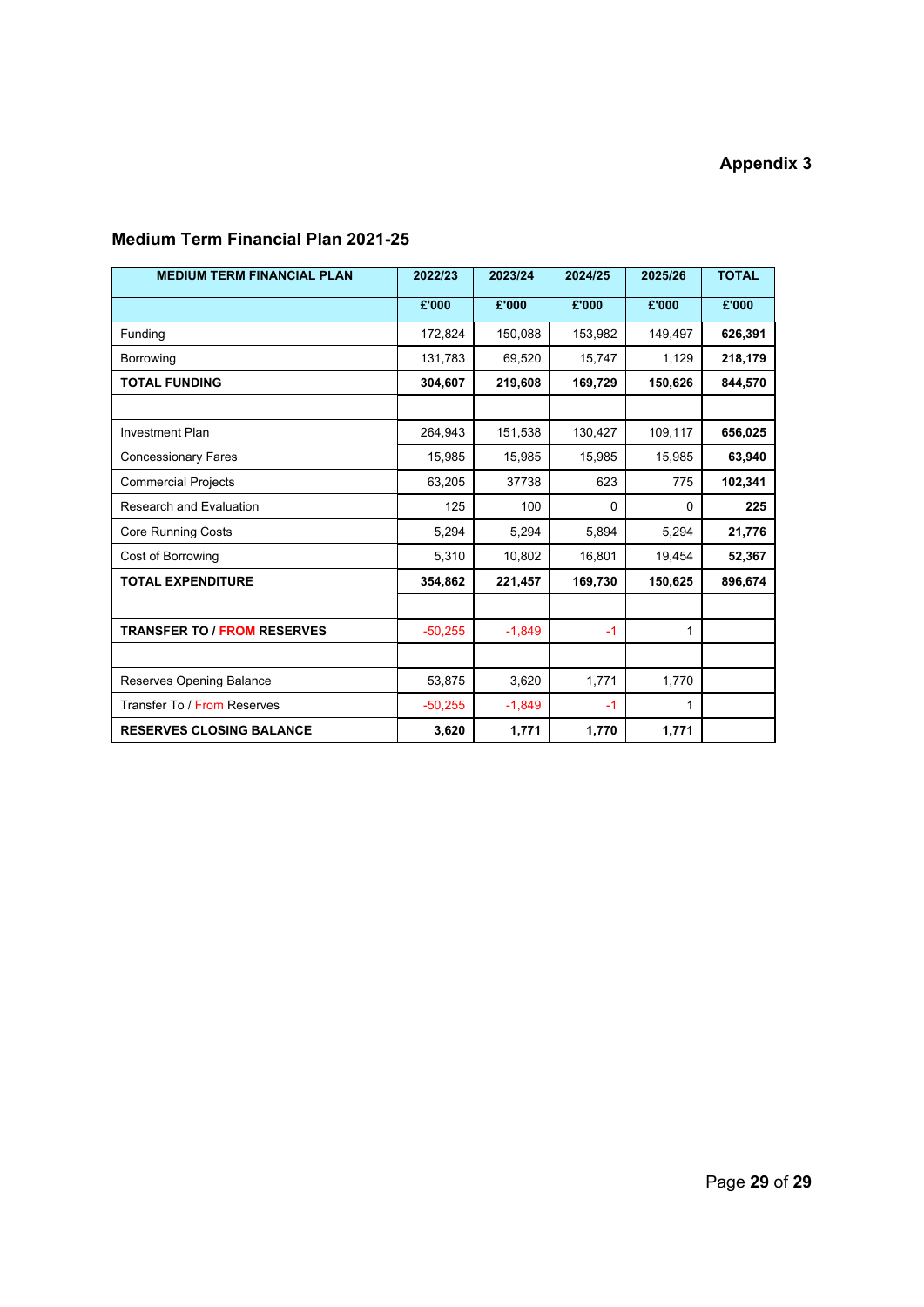Appendix 3

## Medium Term Financial Plan 2021-25

| MEDIUM TERM FINANCIAL PLAN | 2022/23 | 2023/24 | 2024/25 | 2025/26 | TOTAL |
|---|---|---|---|---|---|
| | £'000 | £'000 | £'000 | £'000 | £'000 |
| Funding | 172,824 | 150,088 | 153,982 | 149,497 | **626,391** |
| Borrowing | 131,783 | 69,520 | 15,747 | 1,129 | **218,179** |
| **TOTAL FUNDING** | **304,607** | **219,608** | **169,729** | **150,626** | **844,570** |
| | | | | | |
| Investment Plan | 264,943 | 151,538 | 130,427 | 109,117 | **656,025** |
| Concessionary Fares | 15,985 | 15,985 | 15,985 | 15,985 | **63,940** |
| Commercial Projects | 63,205 | 37738 | 623 | 775 | **102,341** |
| Research and Evaluation | 125 | 100 | 0 | 0 | **225** |
| Core Running Costs | 5,294 | 5,294 | 5,894 | 5,294 | **21,776** |
| Cost of Borrowing | 5,310 | 10,802 | 16,801 | 19,454 | **52,367** |
| **TOTAL EXPENDITURE** | **354,862** | **221,457** | **169,730** | **150,625** | **896,674** |
| | | | | | |
| **TRANSFER TO / FROM RESERVES** | -50,255 | -1,849 | -1 | 1 | |
| | | | | | |
| Reserves Opening Balance | 53,875 | 3,620 | 1,771 | 1,770 | |
| Transfer To / From Reserves | -50,255 | -1,849 | -1 | 1 | |
| **RESERVES CLOSING BALANCE** | **3,620** | **1,771** | **1,770** | **1,771** | |